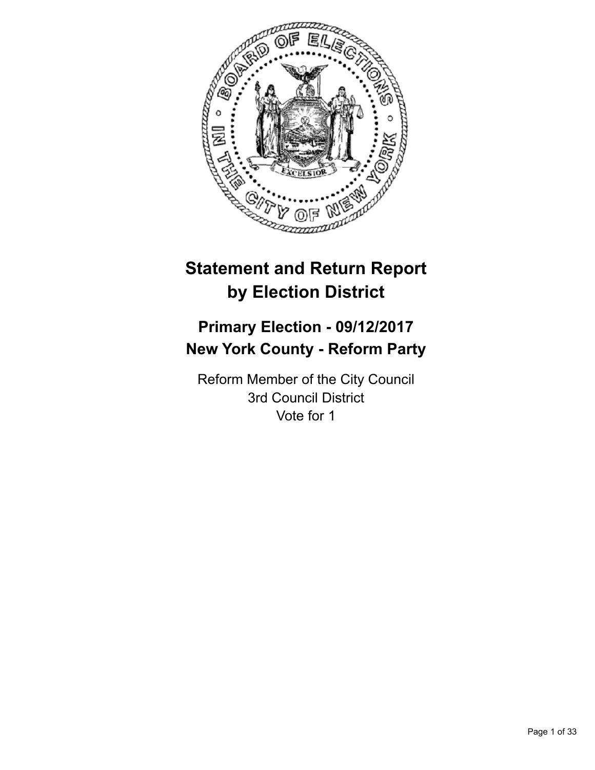# Statement and Return Report by Election District

## Primary Election - 09/12/2017
## New York County - Reform Party

Reform Member of the City Council
3rd Council District
Vote for 1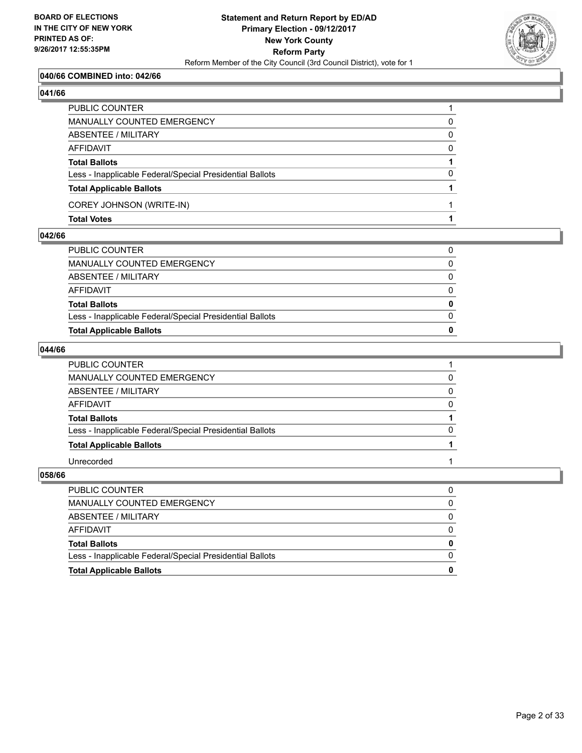**BOARD OF ELECTIONS IN THE CITY OF NEW YORK PRINTED AS OF: 9/26/2017 12:55:35PM**

**Statement and Return Report by ED/AD Primary Election - 09/12/2017 New York County Reform Party**

Reform Member of the City Council (3rd Council District), vote for 1

### 040/66 COMBINED into: 042/66

### 041/66

| | |
|---|---|
| PUBLIC COUNTER | 1 |
| MANUALLY COUNTED EMERGENCY | 0 |
| ABSENTEE / MILITARY | 0 |
| AFFIDAVIT | 0 |
| **Total Ballots** | **1** |
| Less - Inapplicable Federal/Special Presidential Ballots | 0 |
| **Total Applicable Ballots** | **1** |
| COREY JOHNSON (WRITE-IN) | 1 |
| **Total Votes** | **1** |

### 042/66

| | |
|---|---|
| PUBLIC COUNTER | 0 |
| MANUALLY COUNTED EMERGENCY | 0 |
| ABSENTEE / MILITARY | 0 |
| AFFIDAVIT | 0 |
| **Total Ballots** | **0** |
| Less - Inapplicable Federal/Special Presidential Ballots | 0 |
| **Total Applicable Ballots** | **0** |

### 044/66

| | |
|---|---|
| PUBLIC COUNTER | 1 |
| MANUALLY COUNTED EMERGENCY | 0 |
| ABSENTEE / MILITARY | 0 |
| AFFIDAVIT | 0 |
| **Total Ballots** | **1** |
| Less - Inapplicable Federal/Special Presidential Ballots | 0 |
| **Total Applicable Ballots** | **1** |
| Unrecorded | 1 |

### 058/66

| | |
|---|---|
| PUBLIC COUNTER | 0 |
| MANUALLY COUNTED EMERGENCY | 0 |
| ABSENTEE / MILITARY | 0 |
| AFFIDAVIT | 0 |
| **Total Ballots** | **0** |
| Less - Inapplicable Federal/Special Presidential Ballots | 0 |
| **Total Applicable Ballots** | **0** |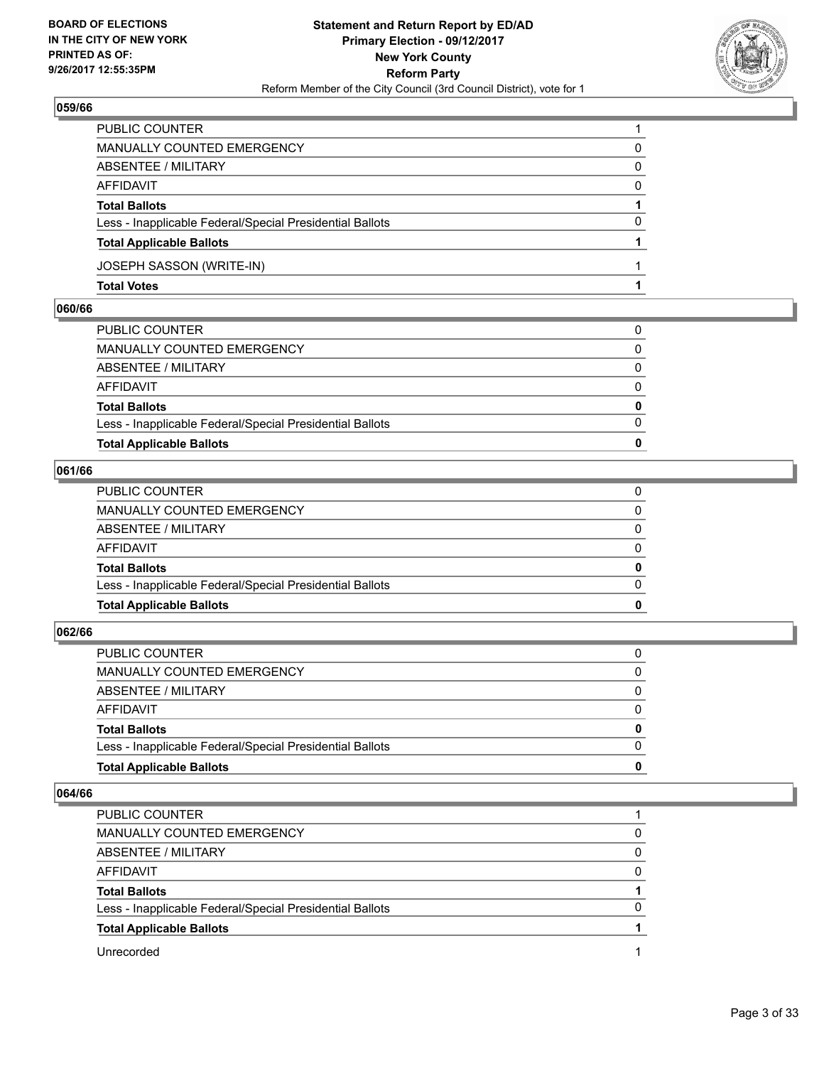## 059/66

| | |
|---|---|
| PUBLIC COUNTER | 1 |
| MANUALLY COUNTED EMERGENCY | 0 |
| ABSENTEE / MILITARY | 0 |
| AFFIDAVIT | 0 |
| **Total Ballots** | **1** |
| Less - Inapplicable Federal/Special Presidential Ballots | 0 |
| **Total Applicable Ballots** | **1** |
| JOSEPH SASSON (WRITE-IN) | 1 |
| **Total Votes** | **1** |

## 060/66

| | |
|---|---|
| PUBLIC COUNTER | 0 |
| MANUALLY COUNTED EMERGENCY | 0 |
| ABSENTEE / MILITARY | 0 |
| AFFIDAVIT | 0 |
| **Total Ballots** | **0** |
| Less - Inapplicable Federal/Special Presidential Ballots | 0 |
| **Total Applicable Ballots** | **0** |

## 061/66

| | |
|---|---|
| PUBLIC COUNTER | 0 |
| MANUALLY COUNTED EMERGENCY | 0 |
| ABSENTEE / MILITARY | 0 |
| AFFIDAVIT | 0 |
| **Total Ballots** | **0** |
| Less - Inapplicable Federal/Special Presidential Ballots | 0 |
| **Total Applicable Ballots** | **0** |

## 062/66

| | |
|---|---|
| PUBLIC COUNTER | 0 |
| MANUALLY COUNTED EMERGENCY | 0 |
| ABSENTEE / MILITARY | 0 |
| AFFIDAVIT | 0 |
| **Total Ballots** | **0** |
| Less - Inapplicable Federal/Special Presidential Ballots | 0 |
| **Total Applicable Ballots** | **0** |

## 064/66

| | |
|---|---|
| PUBLIC COUNTER | 1 |
| MANUALLY COUNTED EMERGENCY | 0 |
| ABSENTEE / MILITARY | 0 |
| AFFIDAVIT | 0 |
| **Total Ballots** | **1** |
| Less - Inapplicable Federal/Special Presidential Ballots | 0 |
| **Total Applicable Ballots** | **1** |
| Unrecorded | 1 |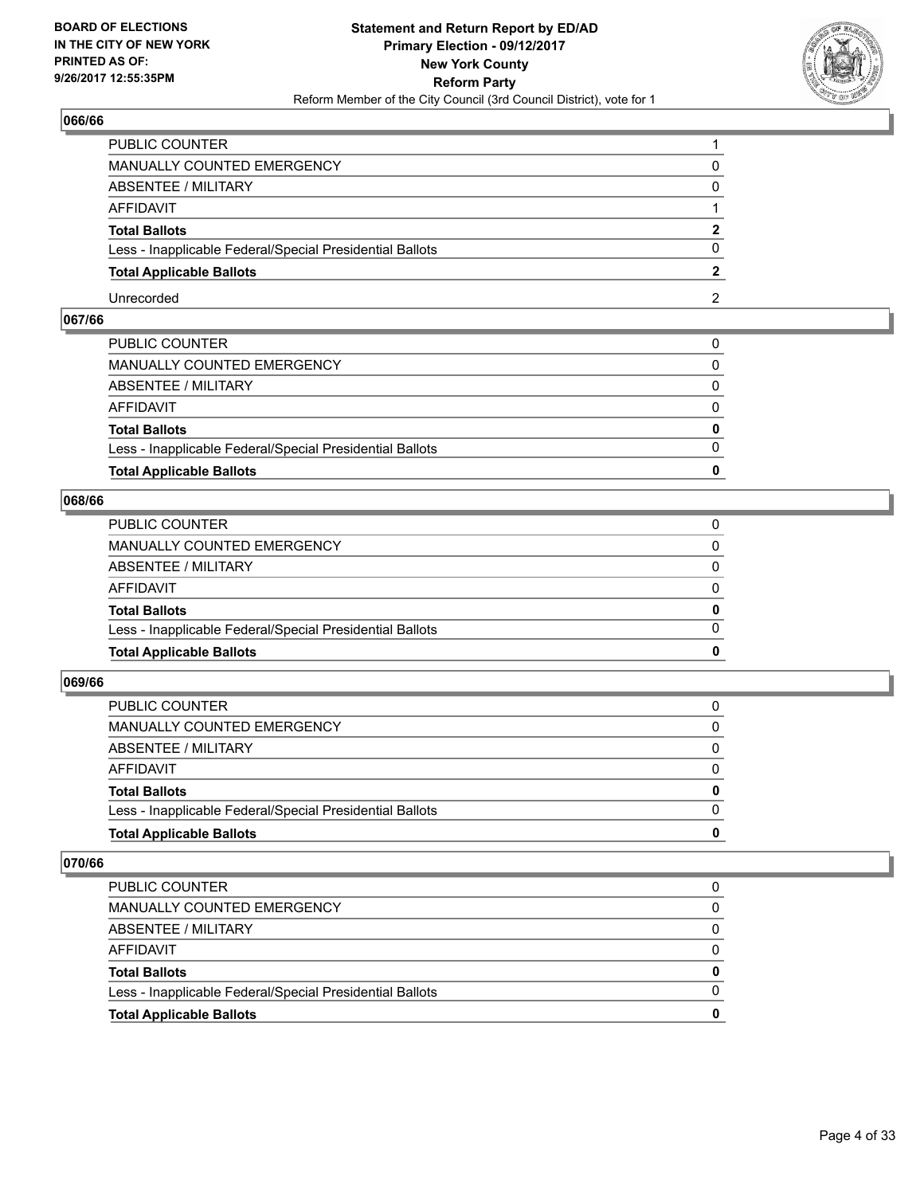## 066/66

| | |
|---|---|
| PUBLIC COUNTER | 1 |
| MANUALLY COUNTED EMERGENCY | 0 |
| ABSENTEE / MILITARY | 0 |
| AFFIDAVIT | 1 |
| **Total Ballots** | **2** |
| Less - Inapplicable Federal/Special Presidential Ballots | 0 |
| **Total Applicable Ballots** | **2** |
| Unrecorded | 2 |

## 067/66

| | |
|---|---|
| PUBLIC COUNTER | 0 |
| MANUALLY COUNTED EMERGENCY | 0 |
| ABSENTEE / MILITARY | 0 |
| AFFIDAVIT | 0 |
| **Total Ballots** | **0** |
| Less - Inapplicable Federal/Special Presidential Ballots | 0 |
| **Total Applicable Ballots** | **0** |

## 068/66

| | |
|---|---|
| PUBLIC COUNTER | 0 |
| MANUALLY COUNTED EMERGENCY | 0 |
| ABSENTEE / MILITARY | 0 |
| AFFIDAVIT | 0 |
| **Total Ballots** | **0** |
| Less - Inapplicable Federal/Special Presidential Ballots | 0 |
| **Total Applicable Ballots** | **0** |

## 069/66

| | |
|---|---|
| PUBLIC COUNTER | 0 |
| MANUALLY COUNTED EMERGENCY | 0 |
| ABSENTEE / MILITARY | 0 |
| AFFIDAVIT | 0 |
| **Total Ballots** | **0** |
| Less - Inapplicable Federal/Special Presidential Ballots | 0 |
| **Total Applicable Ballots** | **0** |

## 070/66

| | |
|---|---|
| PUBLIC COUNTER | 0 |
| MANUALLY COUNTED EMERGENCY | 0 |
| ABSENTEE / MILITARY | 0 |
| AFFIDAVIT | 0 |
| **Total Ballots** | **0** |
| Less - Inapplicable Federal/Special Presidential Ballots | 0 |
| **Total Applicable Ballots** | **0** |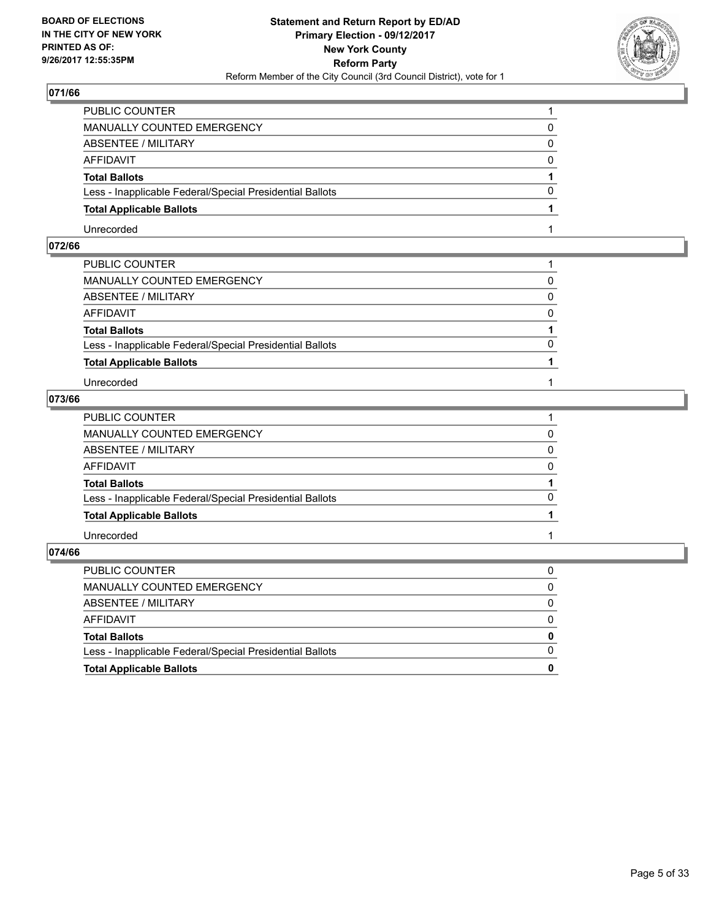## 071/66

| | |
|---|---|
| PUBLIC COUNTER | 1 |
| MANUALLY COUNTED EMERGENCY | 0 |
| ABSENTEE / MILITARY | 0 |
| AFFIDAVIT | 0 |
| **Total Ballots** | **1** |
| Less - Inapplicable Federal/Special Presidential Ballots | 0 |
| **Total Applicable Ballots** | **1** |
| Unrecorded | 1 |

## 072/66

| | |
|---|---|
| PUBLIC COUNTER | 1 |
| MANUALLY COUNTED EMERGENCY | 0 |
| ABSENTEE / MILITARY | 0 |
| AFFIDAVIT | 0 |
| **Total Ballots** | **1** |
| Less - Inapplicable Federal/Special Presidential Ballots | 0 |
| **Total Applicable Ballots** | **1** |
| Unrecorded | 1 |

## 073/66

| | |
|---|---|
| PUBLIC COUNTER | 1 |
| MANUALLY COUNTED EMERGENCY | 0 |
| ABSENTEE / MILITARY | 0 |
| AFFIDAVIT | 0 |
| **Total Ballots** | **1** |
| Less - Inapplicable Federal/Special Presidential Ballots | 0 |
| **Total Applicable Ballots** | **1** |
| Unrecorded | 1 |

## 074/66

| | |
|---|---|
| PUBLIC COUNTER | 0 |
| MANUALLY COUNTED EMERGENCY | 0 |
| ABSENTEE / MILITARY | 0 |
| AFFIDAVIT | 0 |
| **Total Ballots** | **0** |
| Less - Inapplicable Federal/Special Presidential Ballots | 0 |
| **Total Applicable Ballots** | **0** |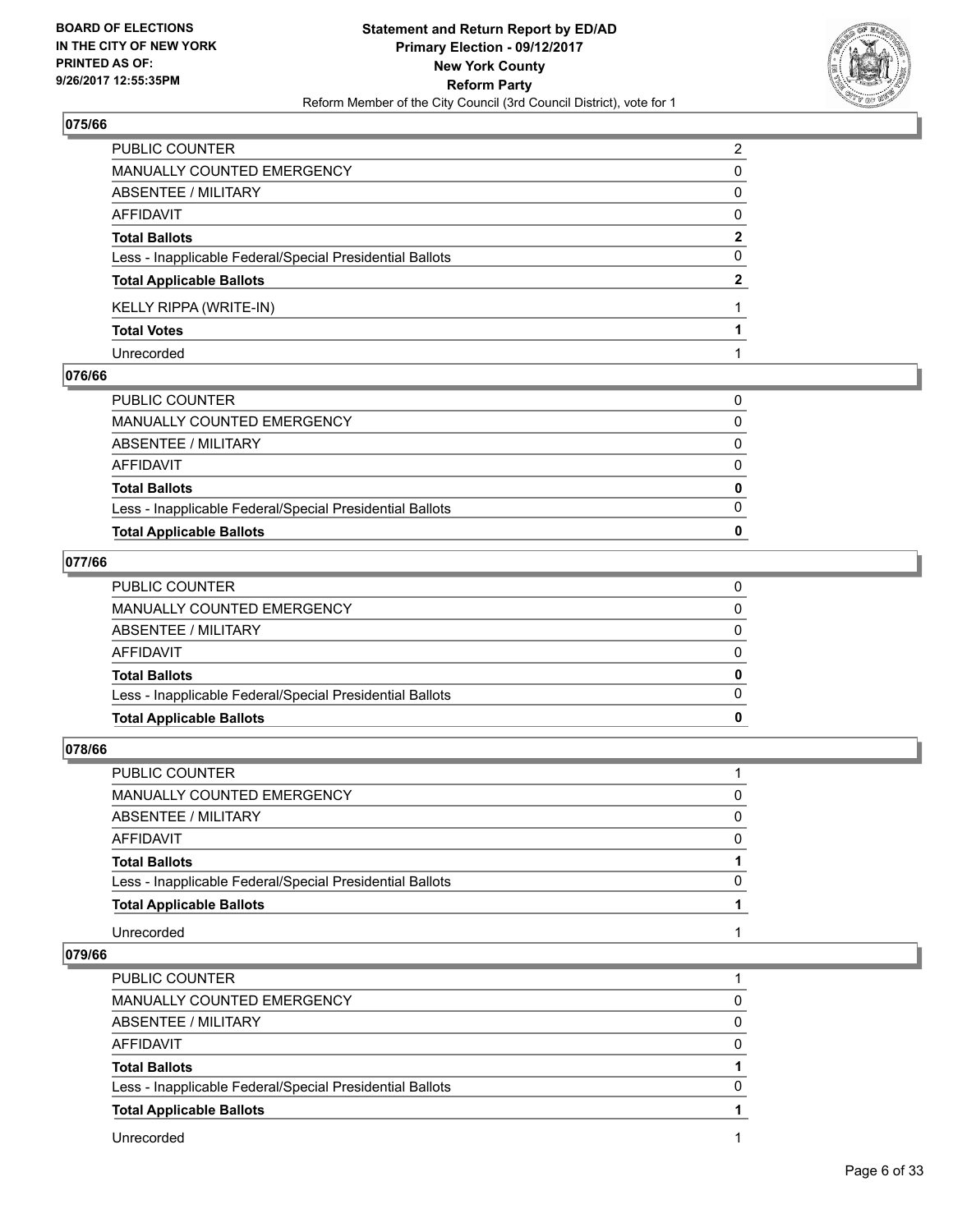## 075/66

| | |
|---|---|
| PUBLIC COUNTER | 2 |
| MANUALLY COUNTED EMERGENCY | 0 |
| ABSENTEE / MILITARY | 0 |
| AFFIDAVIT | 0 |
| **Total Ballots** | **2** |
| Less - Inapplicable Federal/Special Presidential Ballots | 0 |
| **Total Applicable Ballots** | **2** |
| KELLY RIPPA (WRITE-IN) | 1 |
| **Total Votes** | **1** |
| Unrecorded | 1 |

## 076/66

| | |
|---|---|
| PUBLIC COUNTER | 0 |
| MANUALLY COUNTED EMERGENCY | 0 |
| ABSENTEE / MILITARY | 0 |
| AFFIDAVIT | 0 |
| **Total Ballots** | **0** |
| Less - Inapplicable Federal/Special Presidential Ballots | 0 |
| **Total Applicable Ballots** | **0** |

## 077/66

| | |
|---|---|
| PUBLIC COUNTER | 0 |
| MANUALLY COUNTED EMERGENCY | 0 |
| ABSENTEE / MILITARY | 0 |
| AFFIDAVIT | 0 |
| **Total Ballots** | **0** |
| Less - Inapplicable Federal/Special Presidential Ballots | 0 |
| **Total Applicable Ballots** | **0** |

## 078/66

| | |
|---|---|
| PUBLIC COUNTER | 1 |
| MANUALLY COUNTED EMERGENCY | 0 |
| ABSENTEE / MILITARY | 0 |
| AFFIDAVIT | 0 |
| **Total Ballots** | **1** |
| Less - Inapplicable Federal/Special Presidential Ballots | 0 |
| **Total Applicable Ballots** | **1** |
| Unrecorded | 1 |

## 079/66

| | |
|---|---|
| PUBLIC COUNTER | 1 |
| MANUALLY COUNTED EMERGENCY | 0 |
| ABSENTEE / MILITARY | 0 |
| AFFIDAVIT | 0 |
| **Total Ballots** | **1** |
| Less - Inapplicable Federal/Special Presidential Ballots | 0 |
| **Total Applicable Ballots** | **1** |
| Unrecorded | 1 |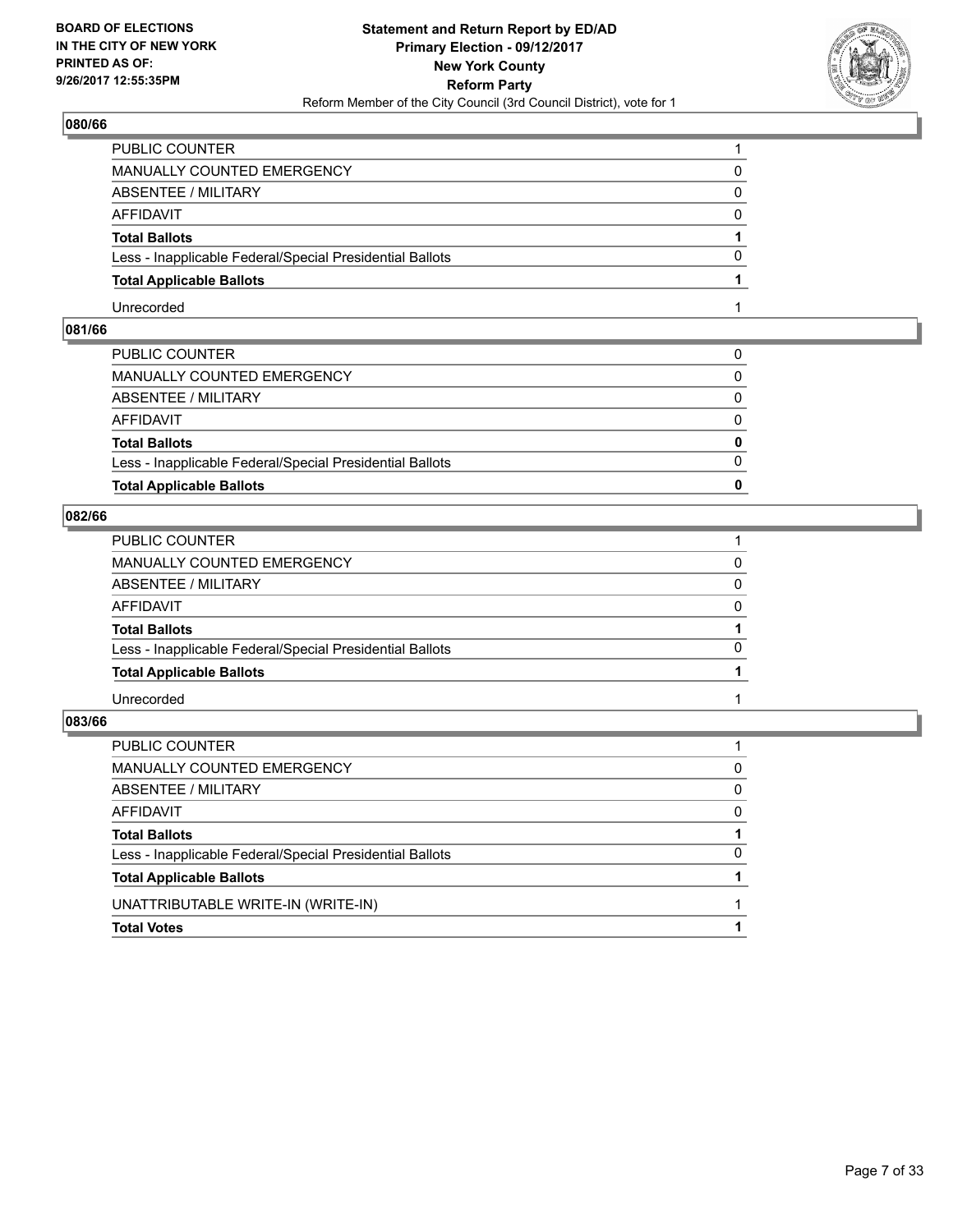## 080/66

| | |
|---|---|
| PUBLIC COUNTER | 1 |
| MANUALLY COUNTED EMERGENCY | 0 |
| ABSENTEE / MILITARY | 0 |
| AFFIDAVIT | 0 |
| **Total Ballots** | **1** |
| Less - Inapplicable Federal/Special Presidential Ballots | 0 |
| **Total Applicable Ballots** | **1** |
| Unrecorded | 1 |

## 081/66

| | |
|---|---|
| PUBLIC COUNTER | 0 |
| MANUALLY COUNTED EMERGENCY | 0 |
| ABSENTEE / MILITARY | 0 |
| AFFIDAVIT | 0 |
| **Total Ballots** | **0** |
| Less - Inapplicable Federal/Special Presidential Ballots | 0 |
| **Total Applicable Ballots** | **0** |

## 082/66

| | |
|---|---|
| PUBLIC COUNTER | 1 |
| MANUALLY COUNTED EMERGENCY | 0 |
| ABSENTEE / MILITARY | 0 |
| AFFIDAVIT | 0 |
| **Total Ballots** | **1** |
| Less - Inapplicable Federal/Special Presidential Ballots | 0 |
| **Total Applicable Ballots** | **1** |
| Unrecorded | 1 |

## 083/66

| | |
|---|---|
| PUBLIC COUNTER | 1 |
| MANUALLY COUNTED EMERGENCY | 0 |
| ABSENTEE / MILITARY | 0 |
| AFFIDAVIT | 0 |
| **Total Ballots** | **1** |
| Less - Inapplicable Federal/Special Presidential Ballots | 0 |
| **Total Applicable Ballots** | **1** |
| UNATTRIBUTABLE WRITE-IN (WRITE-IN) | 1 |
| **Total Votes** | **1** |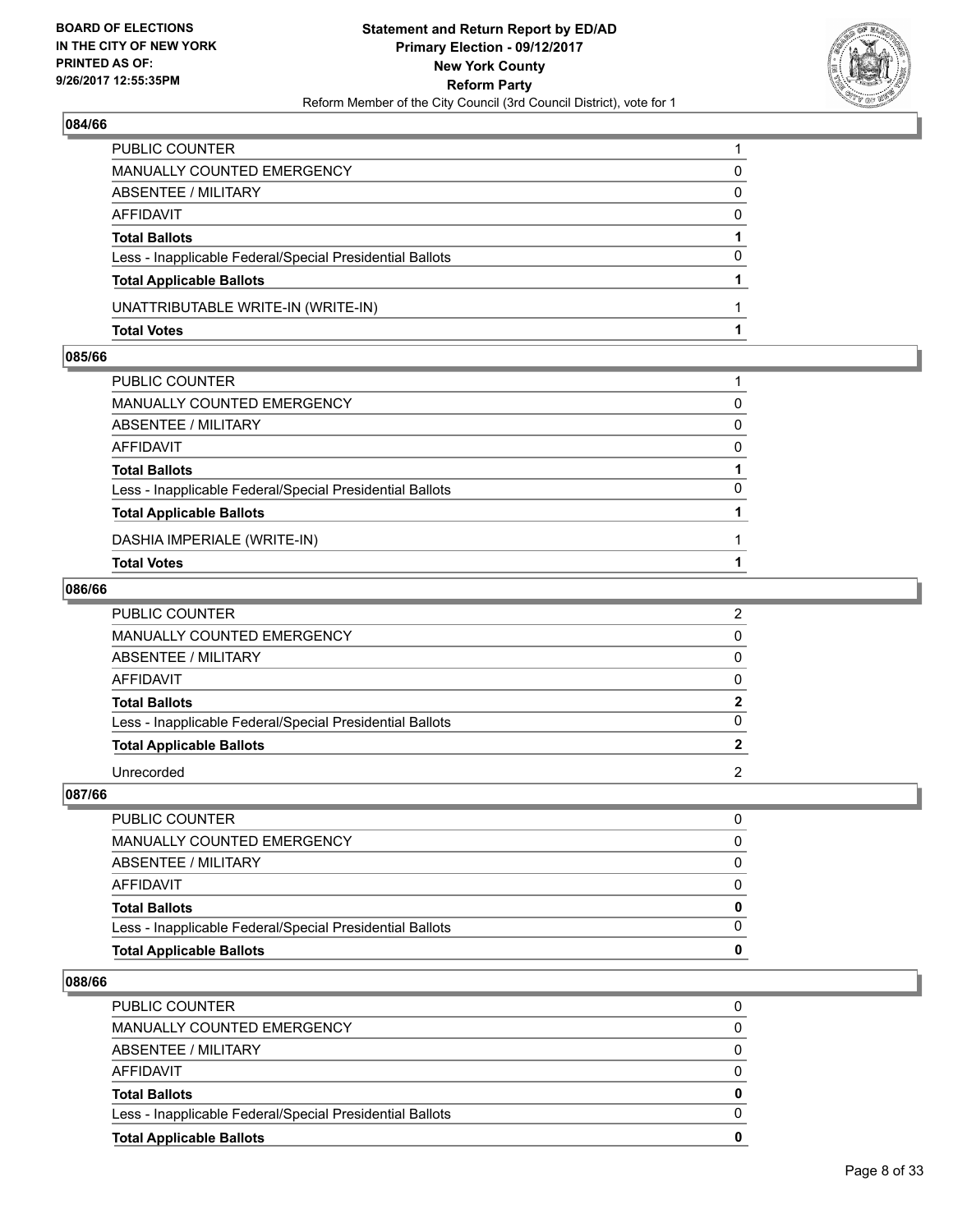BOARD OF ELECTIONS
IN THE CITY OF NEW YORK
PRINTED AS OF:
9/26/2017 12:55:35PM

**Statement and Return Report by ED/AD**
**Primary Election - 09/12/2017**
**New York County**
**Reform Party**
Reform Member of the City Council (3rd Council District), vote for 1

## 084/66

| | |
|---|---|
| PUBLIC COUNTER | 1 |
| MANUALLY COUNTED EMERGENCY | 0 |
| ABSENTEE / MILITARY | 0 |
| AFFIDAVIT | 0 |
| **Total Ballots** | **1** |
| Less - Inapplicable Federal/Special Presidential Ballots | 0 |
| **Total Applicable Ballots** | **1** |
| UNATTRIBUTABLE WRITE-IN (WRITE-IN) | 1 |
| **Total Votes** | **1** |

## 085/66

| | |
|---|---|
| PUBLIC COUNTER | 1 |
| MANUALLY COUNTED EMERGENCY | 0 |
| ABSENTEE / MILITARY | 0 |
| AFFIDAVIT | 0 |
| **Total Ballots** | **1** |
| Less - Inapplicable Federal/Special Presidential Ballots | 0 |
| **Total Applicable Ballots** | **1** |
| DASHIA IMPERIALE (WRITE-IN) | 1 |
| **Total Votes** | **1** |

## 086/66

| | |
|---|---|
| PUBLIC COUNTER | 2 |
| MANUALLY COUNTED EMERGENCY | 0 |
| ABSENTEE / MILITARY | 0 |
| AFFIDAVIT | 0 |
| **Total Ballots** | **2** |
| Less - Inapplicable Federal/Special Presidential Ballots | 0 |
| **Total Applicable Ballots** | **2** |
| Unrecorded | 2 |

## 087/66

| | |
|---|---|
| PUBLIC COUNTER | 0 |
| MANUALLY COUNTED EMERGENCY | 0 |
| ABSENTEE / MILITARY | 0 |
| AFFIDAVIT | 0 |
| **Total Ballots** | **0** |
| Less - Inapplicable Federal/Special Presidential Ballots | 0 |
| **Total Applicable Ballots** | **0** |

## 088/66

| | |
|---|---|
| PUBLIC COUNTER | 0 |
| MANUALLY COUNTED EMERGENCY | 0 |
| ABSENTEE / MILITARY | 0 |
| AFFIDAVIT | 0 |
| **Total Ballots** | **0** |
| Less - Inapplicable Federal/Special Presidential Ballots | 0 |
| **Total Applicable Ballots** | **0** |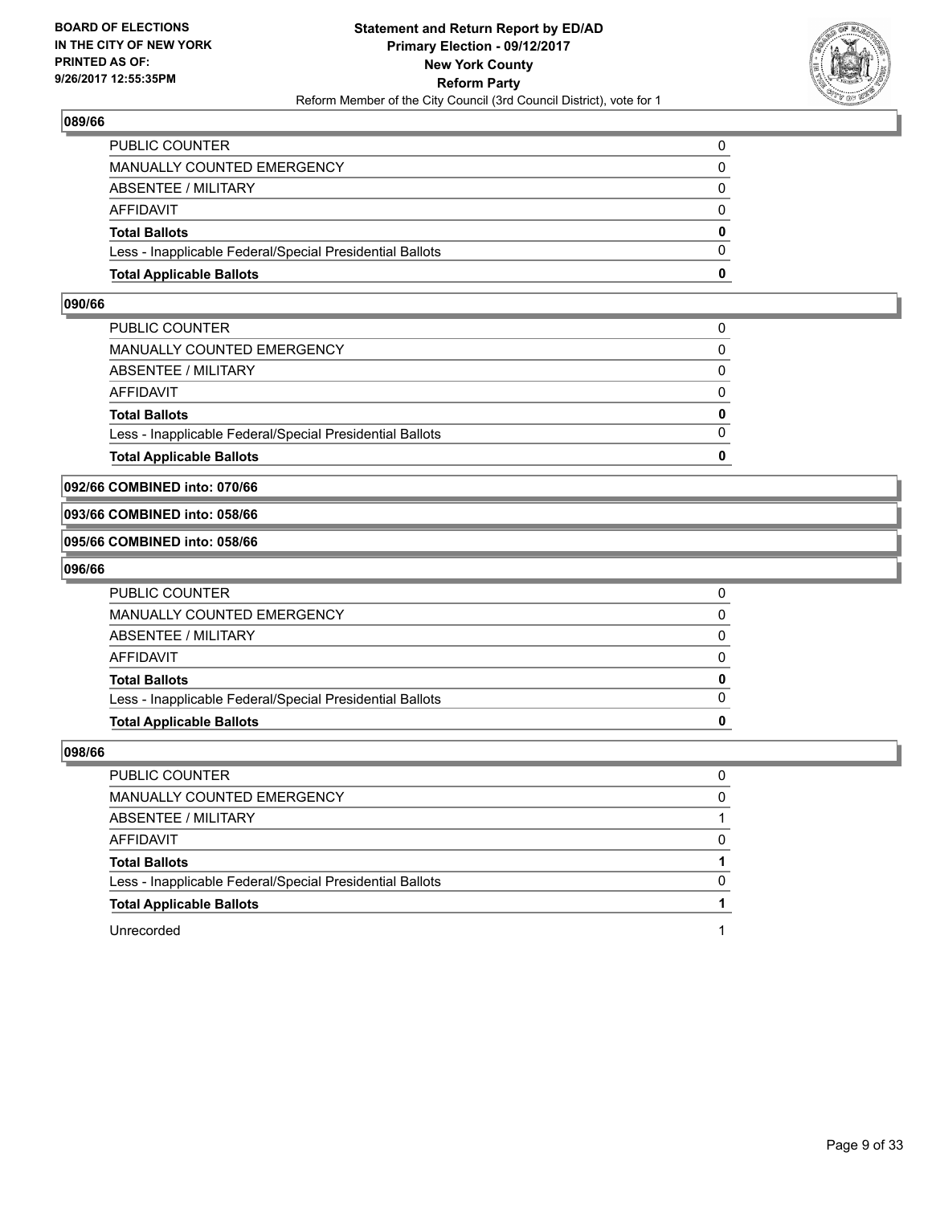## 089/66

| | |
|---|---|
| PUBLIC COUNTER | 0 |
| MANUALLY COUNTED EMERGENCY | 0 |
| ABSENTEE / MILITARY | 0 |
| AFFIDAVIT | 0 |
| **Total Ballots** | **0** |
| Less - Inapplicable Federal/Special Presidential Ballots | 0 |
| **Total Applicable Ballots** | **0** |

## 090/66

| | |
|---|---|
| PUBLIC COUNTER | 0 |
| MANUALLY COUNTED EMERGENCY | 0 |
| ABSENTEE / MILITARY | 0 |
| AFFIDAVIT | 0 |
| **Total Ballots** | **0** |
| Less - Inapplicable Federal/Special Presidential Ballots | 0 |
| **Total Applicable Ballots** | **0** |

## 092/66 COMBINED into: 070/66

## 093/66 COMBINED into: 058/66

## 095/66 COMBINED into: 058/66

## 096/66

| | |
|---|---|
| PUBLIC COUNTER | 0 |
| MANUALLY COUNTED EMERGENCY | 0 |
| ABSENTEE / MILITARY | 0 |
| AFFIDAVIT | 0 |
| **Total Ballots** | **0** |
| Less - Inapplicable Federal/Special Presidential Ballots | 0 |
| **Total Applicable Ballots** | **0** |

## 098/66

| | |
|---|---|
| PUBLIC COUNTER | 0 |
| MANUALLY COUNTED EMERGENCY | 0 |
| ABSENTEE / MILITARY | 1 |
| AFFIDAVIT | 0 |
| **Total Ballots** | **1** |
| Less - Inapplicable Federal/Special Presidential Ballots | 0 |
| **Total Applicable Ballots** | **1** |
| Unrecorded | 1 |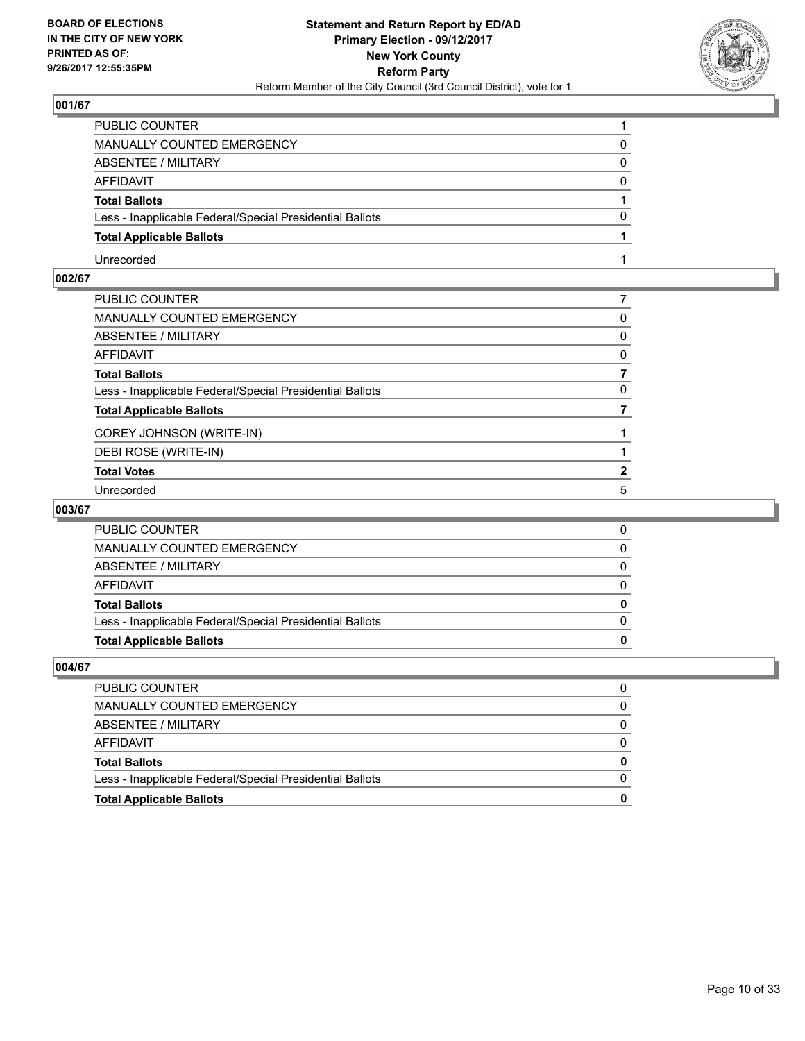## 001/67

| | |
|---|---|
| PUBLIC COUNTER | 1 |
| MANUALLY COUNTED EMERGENCY | 0 |
| ABSENTEE / MILITARY | 0 |
| AFFIDAVIT | 0 |
| **Total Ballots** | **1** |
| Less - Inapplicable Federal/Special Presidential Ballots | 0 |
| **Total Applicable Ballots** | **1** |
| Unrecorded | 1 |

## 002/67

| | |
|---|---|
| PUBLIC COUNTER | 7 |
| MANUALLY COUNTED EMERGENCY | 0 |
| ABSENTEE / MILITARY | 0 |
| AFFIDAVIT | 0 |
| **Total Ballots** | **7** |
| Less - Inapplicable Federal/Special Presidential Ballots | 0 |
| **Total Applicable Ballots** | **7** |
| COREY JOHNSON (WRITE-IN) | 1 |
| DEBI ROSE (WRITE-IN) | 1 |
| **Total Votes** | **2** |
| Unrecorded | 5 |

## 003/67

| | |
|---|---|
| PUBLIC COUNTER | 0 |
| MANUALLY COUNTED EMERGENCY | 0 |
| ABSENTEE / MILITARY | 0 |
| AFFIDAVIT | 0 |
| **Total Ballots** | **0** |
| Less - Inapplicable Federal/Special Presidential Ballots | 0 |
| **Total Applicable Ballots** | **0** |

## 004/67

| | |
|---|---|
| PUBLIC COUNTER | 0 |
| MANUALLY COUNTED EMERGENCY | 0 |
| ABSENTEE / MILITARY | 0 |
| AFFIDAVIT | 0 |
| **Total Ballots** | **0** |
| Less - Inapplicable Federal/Special Presidential Ballots | 0 |
| **Total Applicable Ballots** | **0** |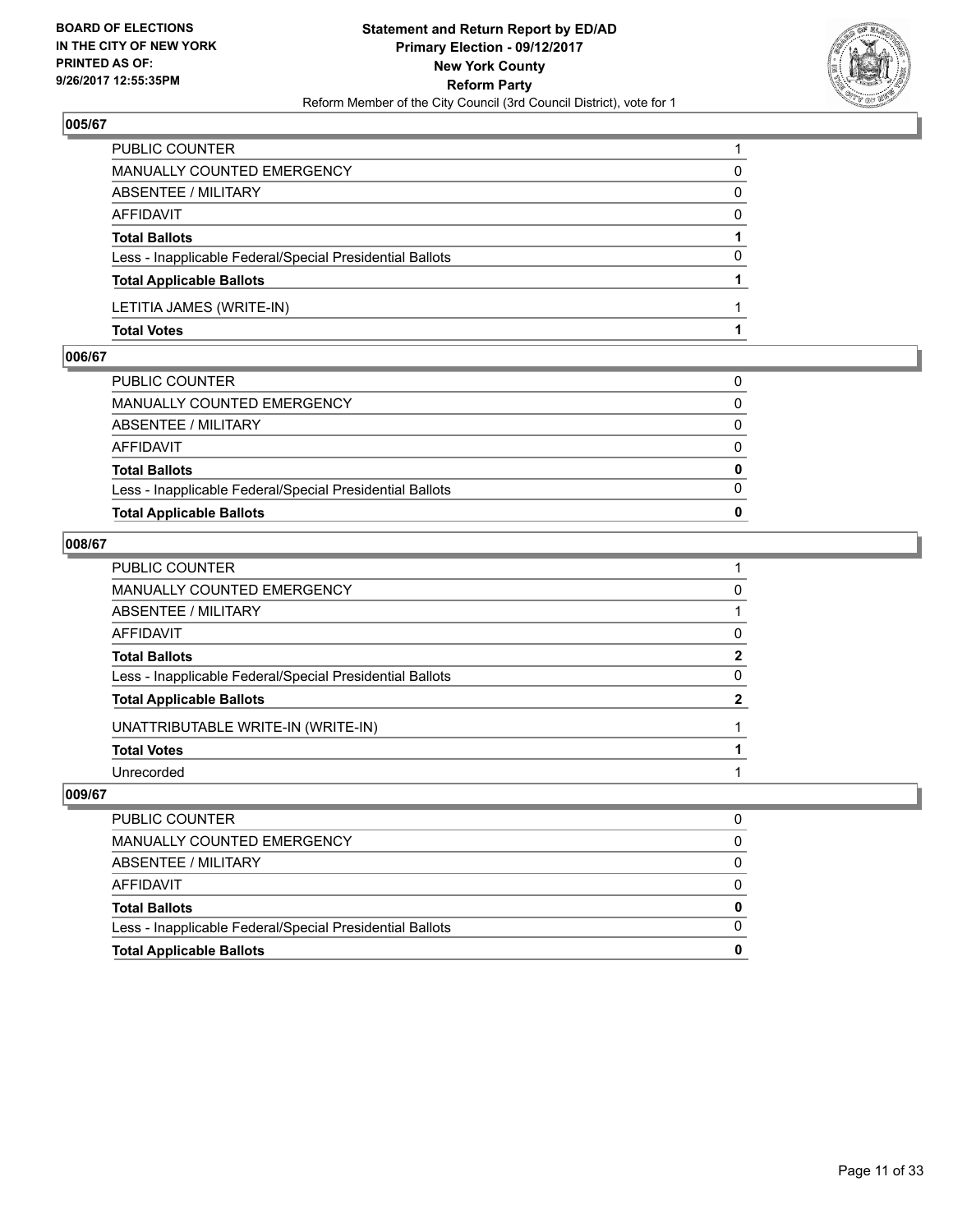**BOARD OF ELECTIONS IN THE CITY OF NEW YORK PRINTED AS OF: 9/26/2017 12:55:35PM**

**Statement and Return Report by ED/AD Primary Election - 09/12/2017 New York County Reform Party**
Reform Member of the City Council (3rd Council District), vote for 1

## 005/67

| | |
|---|---|
| PUBLIC COUNTER | 1 |
| MANUALLY COUNTED EMERGENCY | 0 |
| ABSENTEE / MILITARY | 0 |
| AFFIDAVIT | 0 |
| **Total Ballots** | **1** |
| Less - Inapplicable Federal/Special Presidential Ballots | 0 |
| **Total Applicable Ballots** | **1** |
| LETITIA JAMES (WRITE-IN) | 1 |
| **Total Votes** | **1** |

## 006/67

| | |
|---|---|
| PUBLIC COUNTER | 0 |
| MANUALLY COUNTED EMERGENCY | 0 |
| ABSENTEE / MILITARY | 0 |
| AFFIDAVIT | 0 |
| **Total Ballots** | **0** |
| Less - Inapplicable Federal/Special Presidential Ballots | 0 |
| **Total Applicable Ballots** | **0** |

## 008/67

| | |
|---|---|
| PUBLIC COUNTER | 1 |
| MANUALLY COUNTED EMERGENCY | 0 |
| ABSENTEE / MILITARY | 1 |
| AFFIDAVIT | 0 |
| **Total Ballots** | **2** |
| Less - Inapplicable Federal/Special Presidential Ballots | 0 |
| **Total Applicable Ballots** | **2** |
| UNATTRIBUTABLE WRITE-IN (WRITE-IN) | 1 |
| **Total Votes** | **1** |
| Unrecorded | 1 |

## 009/67

| | |
|---|---|
| PUBLIC COUNTER | 0 |
| MANUALLY COUNTED EMERGENCY | 0 |
| ABSENTEE / MILITARY | 0 |
| AFFIDAVIT | 0 |
| **Total Ballots** | **0** |
| Less - Inapplicable Federal/Special Presidential Ballots | 0 |
| **Total Applicable Ballots** | **0** |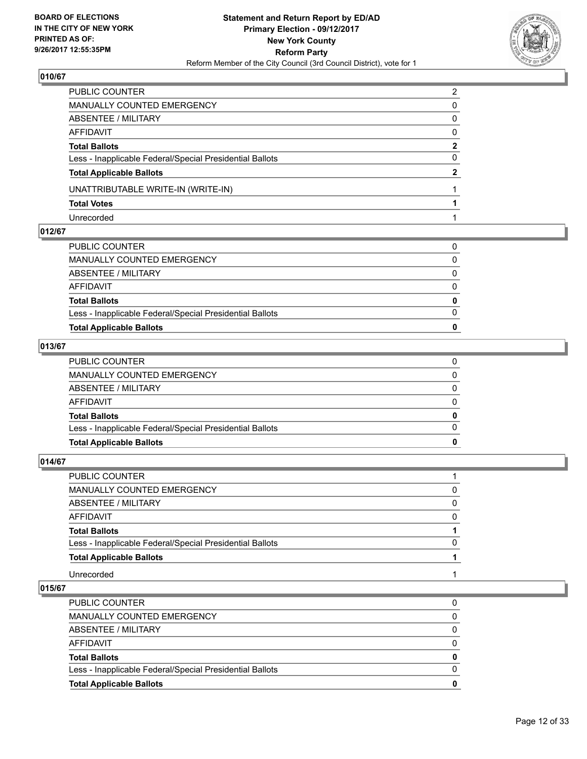**BOARD OF ELECTIONS IN THE CITY OF NEW YORK PRINTED AS OF: 9/26/2017 12:55:35PM**

**Statement and Return Report by ED/AD Primary Election - 09/12/2017 New York County Reform Party**

Reform Member of the City Council (3rd Council District), vote for 1

### 010/67

| | |
|---|---|
| PUBLIC COUNTER | 2 |
| MANUALLY COUNTED EMERGENCY | 0 |
| ABSENTEE / MILITARY | 0 |
| AFFIDAVIT | 0 |
| **Total Ballots** | **2** |
| Less - Inapplicable Federal/Special Presidential Ballots | 0 |
| **Total Applicable Ballots** | **2** |
| UNATTRIBUTABLE WRITE-IN (WRITE-IN) | 1 |
| **Total Votes** | **1** |
| Unrecorded | 1 |

### 012/67

| | |
|---|---|
| PUBLIC COUNTER | 0 |
| MANUALLY COUNTED EMERGENCY | 0 |
| ABSENTEE / MILITARY | 0 |
| AFFIDAVIT | 0 |
| **Total Ballots** | **0** |
| Less - Inapplicable Federal/Special Presidential Ballots | 0 |
| **Total Applicable Ballots** | **0** |

### 013/67

| | |
|---|---|
| PUBLIC COUNTER | 0 |
| MANUALLY COUNTED EMERGENCY | 0 |
| ABSENTEE / MILITARY | 0 |
| AFFIDAVIT | 0 |
| **Total Ballots** | **0** |
| Less - Inapplicable Federal/Special Presidential Ballots | 0 |
| **Total Applicable Ballots** | **0** |

### 014/67

| | |
|---|---|
| PUBLIC COUNTER | 1 |
| MANUALLY COUNTED EMERGENCY | 0 |
| ABSENTEE / MILITARY | 0 |
| AFFIDAVIT | 0 |
| **Total Ballots** | **1** |
| Less - Inapplicable Federal/Special Presidential Ballots | 0 |
| **Total Applicable Ballots** | **1** |
| Unrecorded | 1 |

### 015/67

| | |
|---|---|
| PUBLIC COUNTER | 0 |
| MANUALLY COUNTED EMERGENCY | 0 |
| ABSENTEE / MILITARY | 0 |
| AFFIDAVIT | 0 |
| **Total Ballots** | **0** |
| Less - Inapplicable Federal/Special Presidential Ballots | 0 |
| **Total Applicable Ballots** | **0** |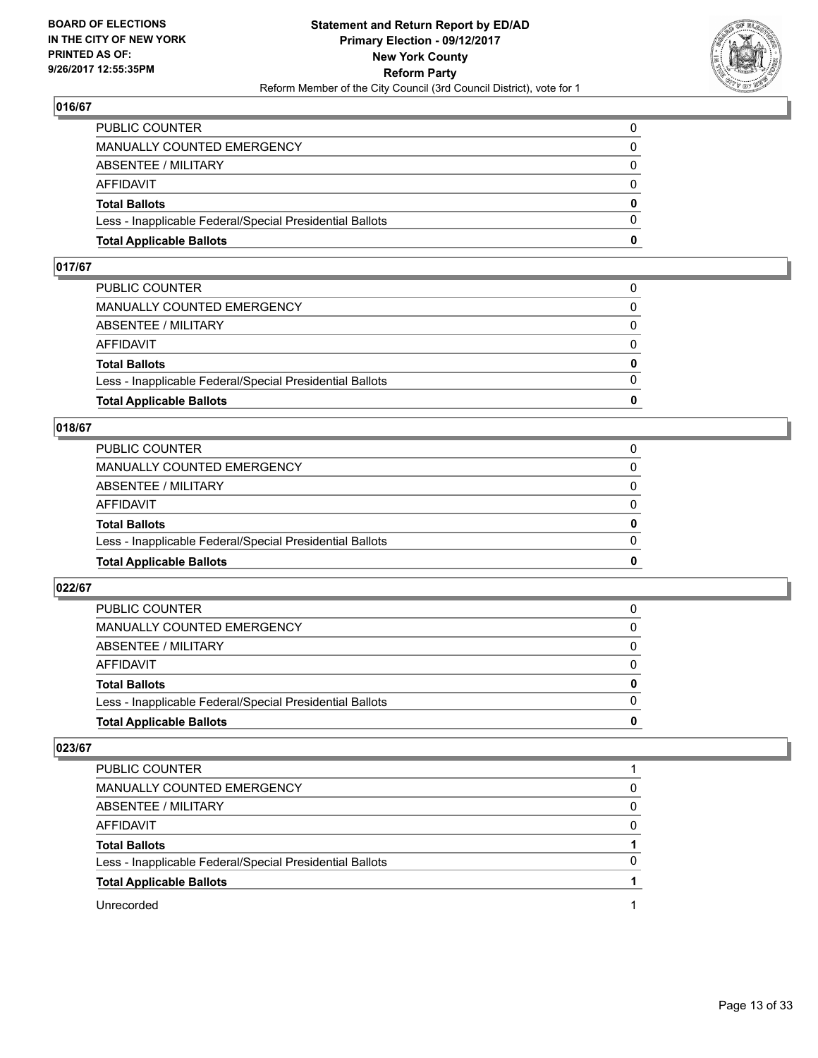BOARD OF ELECTIONS
IN THE CITY OF NEW YORK
PRINTED AS OF:
9/26/2017 12:55:35PM

**Statement and Return Report by ED/AD**
**Primary Election - 09/12/2017**
**New York County**
**Reform Party**
Reform Member of the City Council (3rd Council District), vote for 1

## 016/67

| | |
|---|---|
| PUBLIC COUNTER | 0 |
| MANUALLY COUNTED EMERGENCY | 0 |
| ABSENTEE / MILITARY | 0 |
| AFFIDAVIT | 0 |
| **Total Ballots** | **0** |
| Less - Inapplicable Federal/Special Presidential Ballots | 0 |
| **Total Applicable Ballots** | **0** |

## 017/67

| | |
|---|---|
| PUBLIC COUNTER | 0 |
| MANUALLY COUNTED EMERGENCY | 0 |
| ABSENTEE / MILITARY | 0 |
| AFFIDAVIT | 0 |
| **Total Ballots** | **0** |
| Less - Inapplicable Federal/Special Presidential Ballots | 0 |
| **Total Applicable Ballots** | **0** |

## 018/67

| | |
|---|---|
| PUBLIC COUNTER | 0 |
| MANUALLY COUNTED EMERGENCY | 0 |
| ABSENTEE / MILITARY | 0 |
| AFFIDAVIT | 0 |
| **Total Ballots** | **0** |
| Less - Inapplicable Federal/Special Presidential Ballots | 0 |
| **Total Applicable Ballots** | **0** |

## 022/67

| | |
|---|---|
| PUBLIC COUNTER | 0 |
| MANUALLY COUNTED EMERGENCY | 0 |
| ABSENTEE / MILITARY | 0 |
| AFFIDAVIT | 0 |
| **Total Ballots** | **0** |
| Less - Inapplicable Federal/Special Presidential Ballots | 0 |
| **Total Applicable Ballots** | **0** |

## 023/67

| | |
|---|---|
| PUBLIC COUNTER | 1 |
| MANUALLY COUNTED EMERGENCY | 0 |
| ABSENTEE / MILITARY | 0 |
| AFFIDAVIT | 0 |
| **Total Ballots** | **1** |
| Less - Inapplicable Federal/Special Presidential Ballots | 0 |
| **Total Applicable Ballots** | **1** |
| Unrecorded | 1 |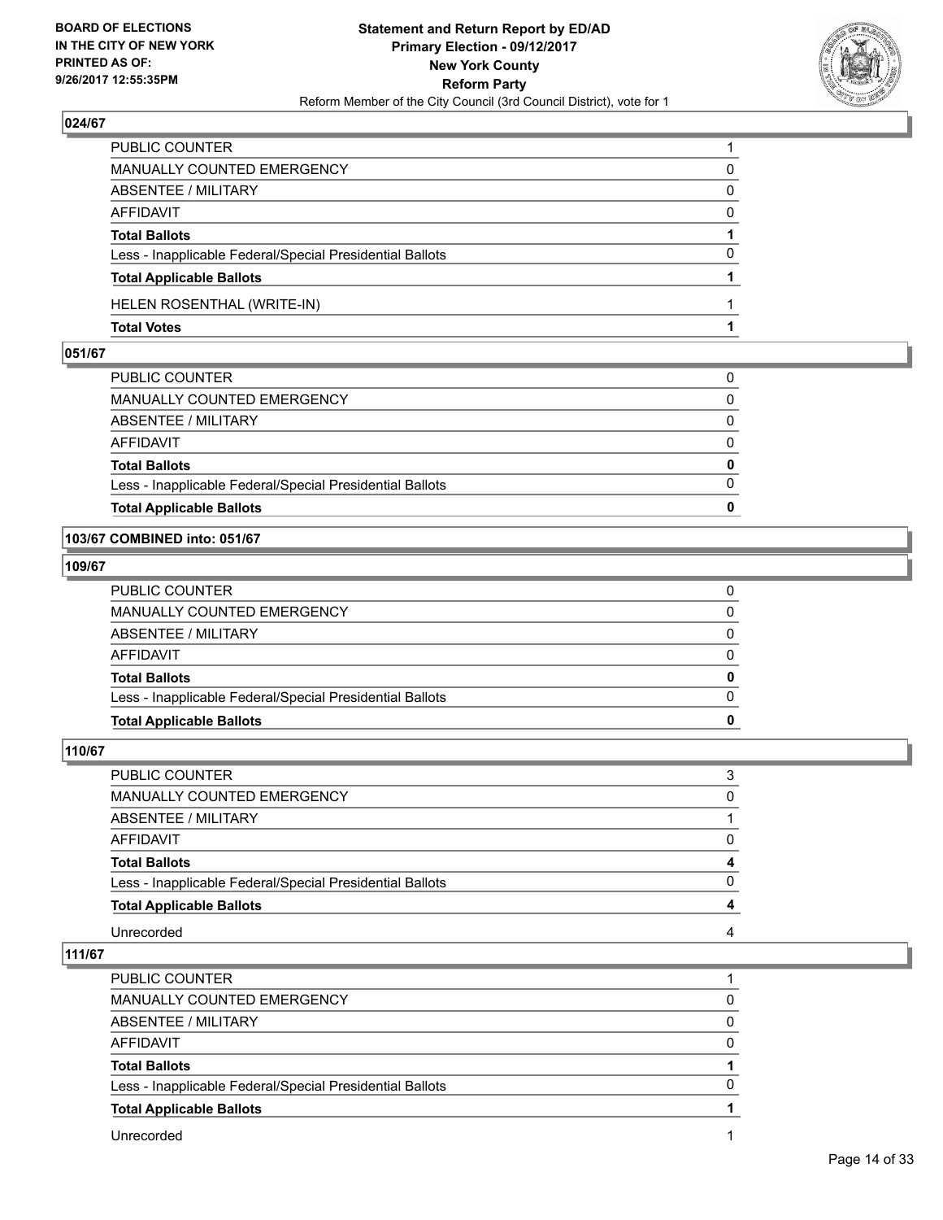## 024/67

| | |
|---|---|
| PUBLIC COUNTER | 1 |
| MANUALLY COUNTED EMERGENCY | 0 |
| ABSENTEE / MILITARY | 0 |
| AFFIDAVIT | 0 |
| **Total Ballots** | **1** |
| Less - Inapplicable Federal/Special Presidential Ballots | 0 |
| **Total Applicable Ballots** | **1** |
| HELEN ROSENTHAL (WRITE-IN) | 1 |
| **Total Votes** | **1** |

## 051/67

| | |
|---|---|
| PUBLIC COUNTER | 0 |
| MANUALLY COUNTED EMERGENCY | 0 |
| ABSENTEE / MILITARY | 0 |
| AFFIDAVIT | 0 |
| **Total Ballots** | **0** |
| Less - Inapplicable Federal/Special Presidential Ballots | 0 |
| **Total Applicable Ballots** | **0** |

## 103/67 COMBINED into: 051/67

## 109/67

| | |
|---|---|
| PUBLIC COUNTER | 0 |
| MANUALLY COUNTED EMERGENCY | 0 |
| ABSENTEE / MILITARY | 0 |
| AFFIDAVIT | 0 |
| **Total Ballots** | **0** |
| Less - Inapplicable Federal/Special Presidential Ballots | 0 |
| **Total Applicable Ballots** | **0** |

## 110/67

| | |
|---|---|
| PUBLIC COUNTER | 3 |
| MANUALLY COUNTED EMERGENCY | 0 |
| ABSENTEE / MILITARY | 1 |
| AFFIDAVIT | 0 |
| **Total Ballots** | **4** |
| Less - Inapplicable Federal/Special Presidential Ballots | 0 |
| **Total Applicable Ballots** | **4** |
| Unrecorded | 4 |

## 111/67

| | |
|---|---|
| PUBLIC COUNTER | 1 |
| MANUALLY COUNTED EMERGENCY | 0 |
| ABSENTEE / MILITARY | 0 |
| AFFIDAVIT | 0 |
| **Total Ballots** | **1** |
| Less - Inapplicable Federal/Special Presidential Ballots | 0 |
| **Total Applicable Ballots** | **1** |
| Unrecorded | 1 |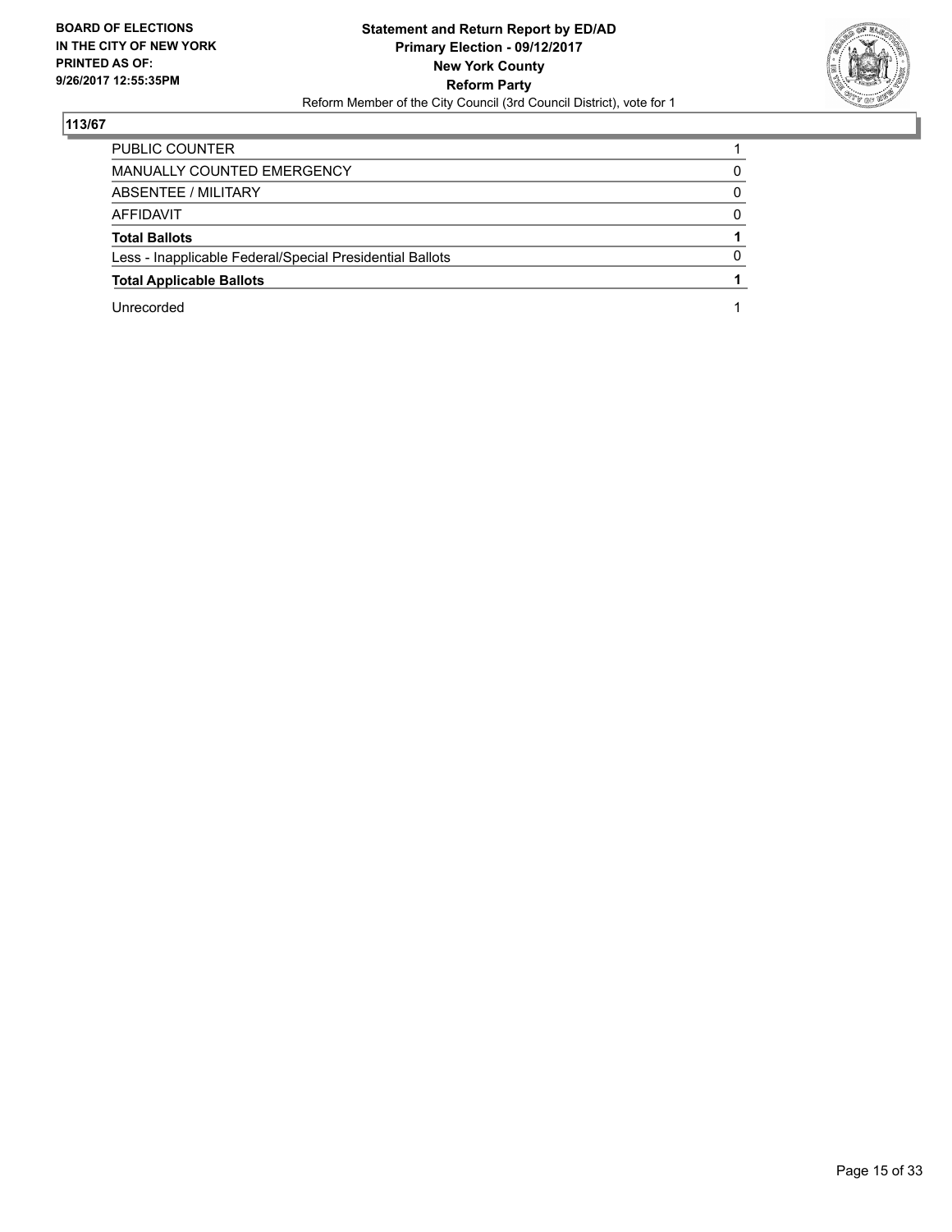**BOARD OF ELECTIONS IN THE CITY OF NEW YORK PRINTED AS OF: 9/26/2017 12:55:35PM**

**Statement and Return Report by ED/AD**
**Primary Election - 09/12/2017**
**New York County**
**Reform Party**
Reform Member of the City Council (3rd Council District), vote for 1

## 113/67

| | |
|---|---|
| PUBLIC COUNTER | 1 |
| MANUALLY COUNTED EMERGENCY | 0 |
| ABSENTEE / MILITARY | 0 |
| AFFIDAVIT | 0 |
| **Total Ballots** | **1** |
| Less - Inapplicable Federal/Special Presidential Ballots | 0 |
| **Total Applicable Ballots** | **1** |
| Unrecorded | 1 |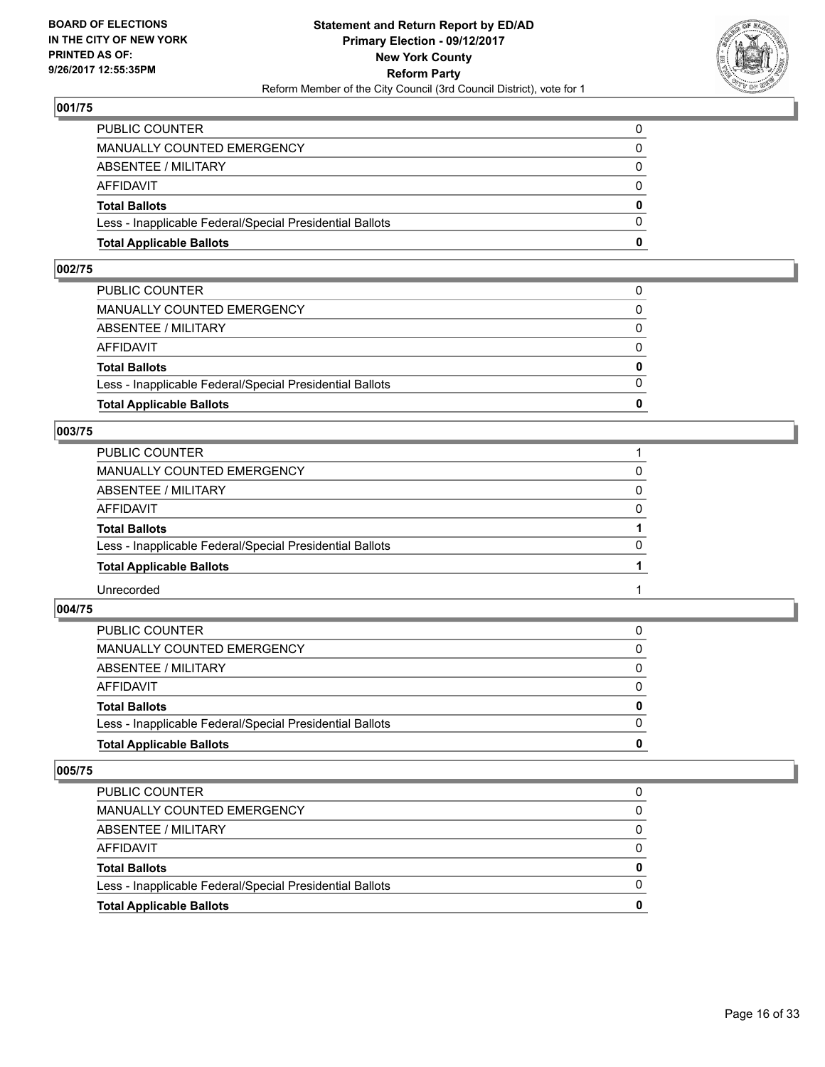BOARD OF ELECTIONS
IN THE CITY OF NEW YORK
PRINTED AS OF:
9/26/2017 12:55:35PM

**Statement and Return Report by ED/AD**
**Primary Election - 09/12/2017**
**New York County**
**Reform Party**
Reform Member of the City Council (3rd Council District), vote for 1

### 001/75

| | |
|---|---|
| PUBLIC COUNTER | 0 |
| MANUALLY COUNTED EMERGENCY | 0 |
| ABSENTEE / MILITARY | 0 |
| AFFIDAVIT | 0 |
| **Total Ballots** | **0** |
| Less - Inapplicable Federal/Special Presidential Ballots | 0 |
| **Total Applicable Ballots** | **0** |

### 002/75

| | |
|---|---|
| PUBLIC COUNTER | 0 |
| MANUALLY COUNTED EMERGENCY | 0 |
| ABSENTEE / MILITARY | 0 |
| AFFIDAVIT | 0 |
| **Total Ballots** | **0** |
| Less - Inapplicable Federal/Special Presidential Ballots | 0 |
| **Total Applicable Ballots** | **0** |

### 003/75

| | |
|---|---|
| PUBLIC COUNTER | 1 |
| MANUALLY COUNTED EMERGENCY | 0 |
| ABSENTEE / MILITARY | 0 |
| AFFIDAVIT | 0 |
| **Total Ballots** | **1** |
| Less - Inapplicable Federal/Special Presidential Ballots | 0 |
| **Total Applicable Ballots** | **1** |
| Unrecorded | 1 |

### 004/75

| | |
|---|---|
| PUBLIC COUNTER | 0 |
| MANUALLY COUNTED EMERGENCY | 0 |
| ABSENTEE / MILITARY | 0 |
| AFFIDAVIT | 0 |
| **Total Ballots** | **0** |
| Less - Inapplicable Federal/Special Presidential Ballots | 0 |
| **Total Applicable Ballots** | **0** |

### 005/75

| | |
|---|---|
| PUBLIC COUNTER | 0 |
| MANUALLY COUNTED EMERGENCY | 0 |
| ABSENTEE / MILITARY | 0 |
| AFFIDAVIT | 0 |
| **Total Ballots** | **0** |
| Less - Inapplicable Federal/Special Presidential Ballots | 0 |
| **Total Applicable Ballots** | **0** |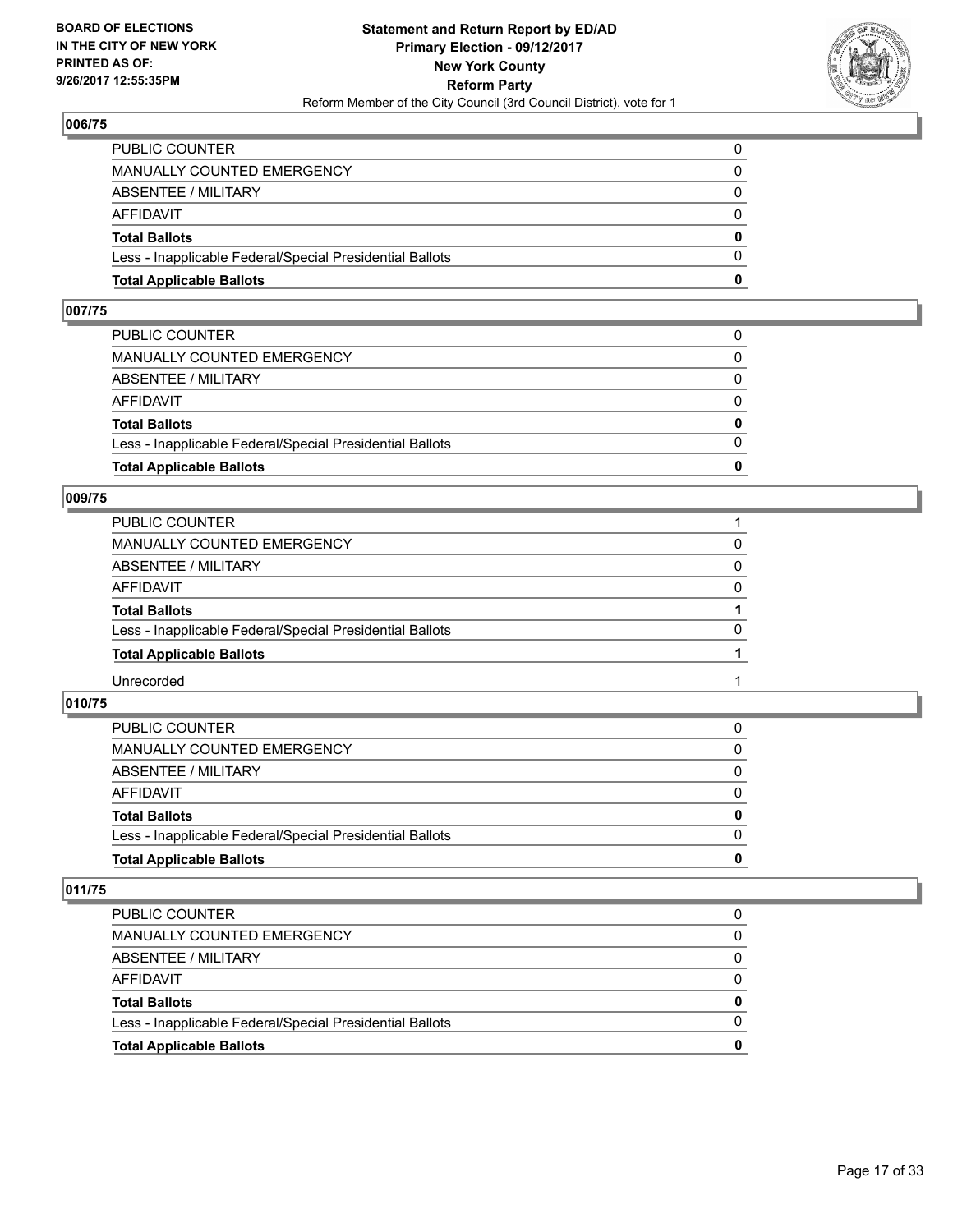## 006/75

| | |
|---|---|
| PUBLIC COUNTER | 0 |
| MANUALLY COUNTED EMERGENCY | 0 |
| ABSENTEE / MILITARY | 0 |
| AFFIDAVIT | 0 |
| **Total Ballots** | **0** |
| Less - Inapplicable Federal/Special Presidential Ballots | 0 |
| **Total Applicable Ballots** | **0** |

## 007/75

| | |
|---|---|
| PUBLIC COUNTER | 0 |
| MANUALLY COUNTED EMERGENCY | 0 |
| ABSENTEE / MILITARY | 0 |
| AFFIDAVIT | 0 |
| **Total Ballots** | **0** |
| Less - Inapplicable Federal/Special Presidential Ballots | 0 |
| **Total Applicable Ballots** | **0** |

## 009/75

| | |
|---|---|
| PUBLIC COUNTER | 1 |
| MANUALLY COUNTED EMERGENCY | 0 |
| ABSENTEE / MILITARY | 0 |
| AFFIDAVIT | 0 |
| **Total Ballots** | **1** |
| Less - Inapplicable Federal/Special Presidential Ballots | 0 |
| **Total Applicable Ballots** | **1** |
| Unrecorded | 1 |

## 010/75

| | |
|---|---|
| PUBLIC COUNTER | 0 |
| MANUALLY COUNTED EMERGENCY | 0 |
| ABSENTEE / MILITARY | 0 |
| AFFIDAVIT | 0 |
| **Total Ballots** | **0** |
| Less - Inapplicable Federal/Special Presidential Ballots | 0 |
| **Total Applicable Ballots** | **0** |

## 011/75

| | |
|---|---|
| PUBLIC COUNTER | 0 |
| MANUALLY COUNTED EMERGENCY | 0 |
| ABSENTEE / MILITARY | 0 |
| AFFIDAVIT | 0 |
| **Total Ballots** | **0** |
| Less - Inapplicable Federal/Special Presidential Ballots | 0 |
| **Total Applicable Ballots** | **0** |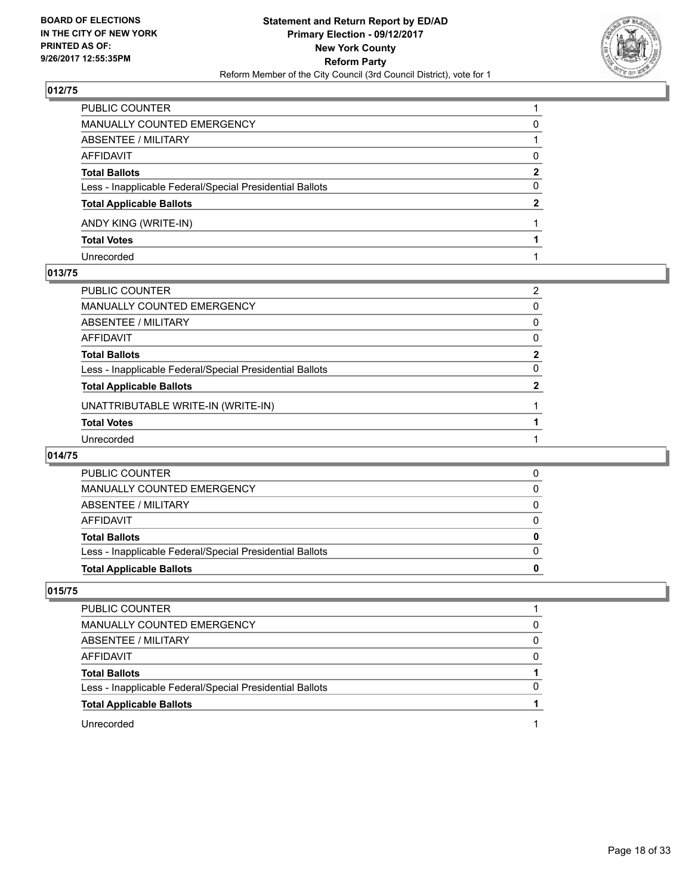BOARD OF ELECTIONS
IN THE CITY OF NEW YORK
PRINTED AS OF:
9/26/2017 12:55:35PM

**Statement and Return Report by ED/AD**
**Primary Election - 09/12/2017**
**New York County**
**Reform Party**
Reform Member of the City Council (3rd Council District), vote for 1

### 012/75

| | |
|---|---|
| PUBLIC COUNTER | 1 |
| MANUALLY COUNTED EMERGENCY | 0 |
| ABSENTEE / MILITARY | 1 |
| AFFIDAVIT | 0 |
| **Total Ballots** | **2** |
| Less - Inapplicable Federal/Special Presidential Ballots | 0 |
| **Total Applicable Ballots** | **2** |
| ANDY KING (WRITE-IN) | 1 |
| **Total Votes** | **1** |
| Unrecorded | 1 |

### 013/75

| | |
|---|---|
| PUBLIC COUNTER | 2 |
| MANUALLY COUNTED EMERGENCY | 0 |
| ABSENTEE / MILITARY | 0 |
| AFFIDAVIT | 0 |
| **Total Ballots** | **2** |
| Less - Inapplicable Federal/Special Presidential Ballots | 0 |
| **Total Applicable Ballots** | **2** |
| UNATTRIBUTABLE WRITE-IN (WRITE-IN) | 1 |
| **Total Votes** | **1** |
| Unrecorded | 1 |

### 014/75

| | |
|---|---|
| PUBLIC COUNTER | 0 |
| MANUALLY COUNTED EMERGENCY | 0 |
| ABSENTEE / MILITARY | 0 |
| AFFIDAVIT | 0 |
| **Total Ballots** | **0** |
| Less - Inapplicable Federal/Special Presidential Ballots | 0 |
| **Total Applicable Ballots** | **0** |

### 015/75

| | |
|---|---|
| PUBLIC COUNTER | 1 |
| MANUALLY COUNTED EMERGENCY | 0 |
| ABSENTEE / MILITARY | 0 |
| AFFIDAVIT | 0 |
| **Total Ballots** | **1** |
| Less - Inapplicable Federal/Special Presidential Ballots | 0 |
| **Total Applicable Ballots** | **1** |
| Unrecorded | 1 |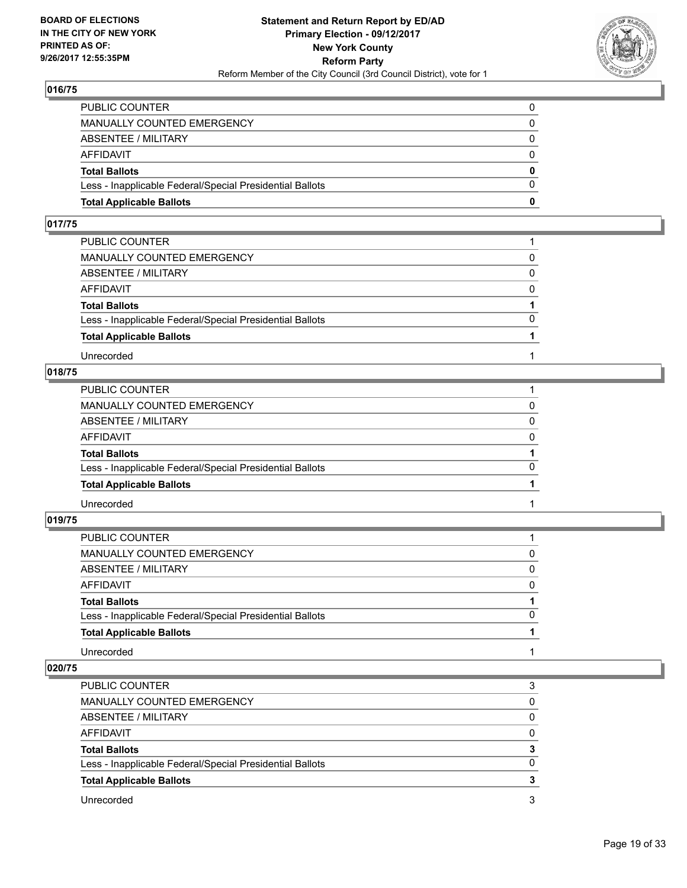## 016/75

| | |
|---|---|
| PUBLIC COUNTER | 0 |
| MANUALLY COUNTED EMERGENCY | 0 |
| ABSENTEE / MILITARY | 0 |
| AFFIDAVIT | 0 |
| **Total Ballots** | **0** |
| Less - Inapplicable Federal/Special Presidential Ballots | 0 |
| **Total Applicable Ballots** | **0** |

## 017/75

| | |
|---|---|
| PUBLIC COUNTER | 1 |
| MANUALLY COUNTED EMERGENCY | 0 |
| ABSENTEE / MILITARY | 0 |
| AFFIDAVIT | 0 |
| **Total Ballots** | **1** |
| Less - Inapplicable Federal/Special Presidential Ballots | 0 |
| **Total Applicable Ballots** | **1** |
| Unrecorded | 1 |

## 018/75

| | |
|---|---|
| PUBLIC COUNTER | 1 |
| MANUALLY COUNTED EMERGENCY | 0 |
| ABSENTEE / MILITARY | 0 |
| AFFIDAVIT | 0 |
| **Total Ballots** | **1** |
| Less - Inapplicable Federal/Special Presidential Ballots | 0 |
| **Total Applicable Ballots** | **1** |
| Unrecorded | 1 |

## 019/75

| | |
|---|---|
| PUBLIC COUNTER | 1 |
| MANUALLY COUNTED EMERGENCY | 0 |
| ABSENTEE / MILITARY | 0 |
| AFFIDAVIT | 0 |
| **Total Ballots** | **1** |
| Less - Inapplicable Federal/Special Presidential Ballots | 0 |
| **Total Applicable Ballots** | **1** |
| Unrecorded | 1 |

## 020/75

| | |
|---|---|
| PUBLIC COUNTER | 3 |
| MANUALLY COUNTED EMERGENCY | 0 |
| ABSENTEE / MILITARY | 0 |
| AFFIDAVIT | 0 |
| **Total Ballots** | **3** |
| Less - Inapplicable Federal/Special Presidential Ballots | 0 |
| **Total Applicable Ballots** | **3** |
| Unrecorded | 3 |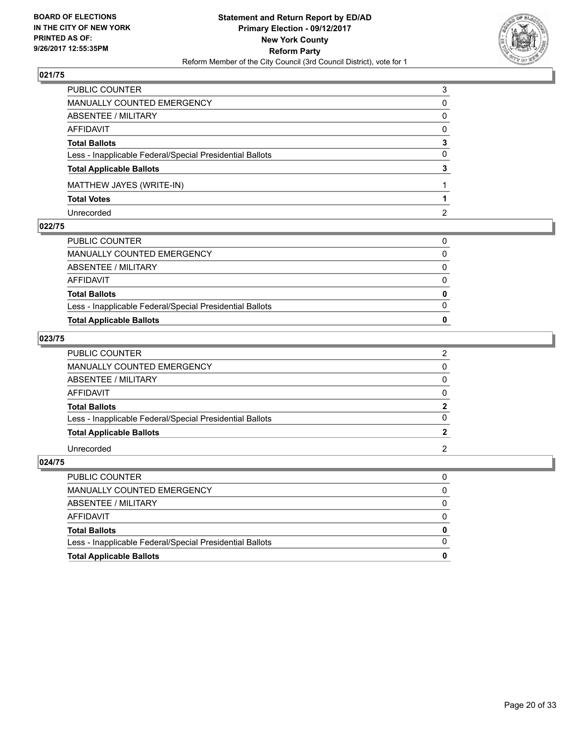**BOARD OF ELECTIONS IN THE CITY OF NEW YORK PRINTED AS OF: 9/26/2017 12:55:35PM**

**Statement and Return Report by ED/AD Primary Election - 09/12/2017 New York County Reform Party**

Reform Member of the City Council (3rd Council District), vote for 1

## 021/75

| | |
|---|---|
| PUBLIC COUNTER | 3 |
| MANUALLY COUNTED EMERGENCY | 0 |
| ABSENTEE / MILITARY | 0 |
| AFFIDAVIT | 0 |
| **Total Ballots** | **3** |
| Less - Inapplicable Federal/Special Presidential Ballots | 0 |
| **Total Applicable Ballots** | **3** |
| MATTHEW JAYES (WRITE-IN) | 1 |
| **Total Votes** | **1** |
| Unrecorded | 2 |

## 022/75

| | |
|---|---|
| PUBLIC COUNTER | 0 |
| MANUALLY COUNTED EMERGENCY | 0 |
| ABSENTEE / MILITARY | 0 |
| AFFIDAVIT | 0 |
| **Total Ballots** | **0** |
| Less - Inapplicable Federal/Special Presidential Ballots | 0 |
| **Total Applicable Ballots** | **0** |

## 023/75

| | |
|---|---|
| PUBLIC COUNTER | 2 |
| MANUALLY COUNTED EMERGENCY | 0 |
| ABSENTEE / MILITARY | 0 |
| AFFIDAVIT | 0 |
| **Total Ballots** | **2** |
| Less - Inapplicable Federal/Special Presidential Ballots | 0 |
| **Total Applicable Ballots** | **2** |
| Unrecorded | 2 |

## 024/75

| | |
|---|---|
| PUBLIC COUNTER | 0 |
| MANUALLY COUNTED EMERGENCY | 0 |
| ABSENTEE / MILITARY | 0 |
| AFFIDAVIT | 0 |
| **Total Ballots** | **0** |
| Less - Inapplicable Federal/Special Presidential Ballots | 0 |
| **Total Applicable Ballots** | **0** |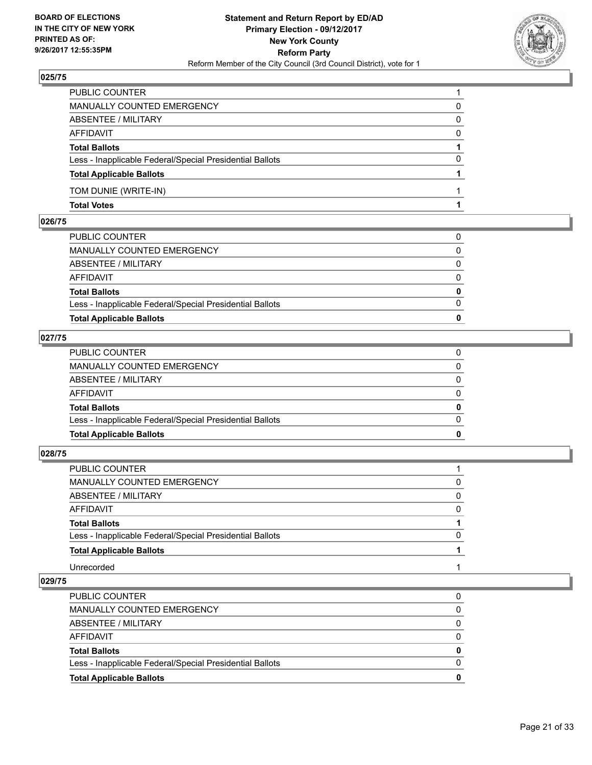### 025/75

| | |
|---|---|
| PUBLIC COUNTER | 1 |
| MANUALLY COUNTED EMERGENCY | 0 |
| ABSENTEE / MILITARY | 0 |
| AFFIDAVIT | 0 |
| **Total Ballots** | **1** |
| Less - Inapplicable Federal/Special Presidential Ballots | 0 |
| **Total Applicable Ballots** | **1** |
| TOM DUNIE (WRITE-IN) | 1 |
| **Total Votes** | **1** |

### 026/75

| | |
|---|---|
| PUBLIC COUNTER | 0 |
| MANUALLY COUNTED EMERGENCY | 0 |
| ABSENTEE / MILITARY | 0 |
| AFFIDAVIT | 0 |
| **Total Ballots** | **0** |
| Less - Inapplicable Federal/Special Presidential Ballots | 0 |
| **Total Applicable Ballots** | **0** |

### 027/75

| | |
|---|---|
| PUBLIC COUNTER | 0 |
| MANUALLY COUNTED EMERGENCY | 0 |
| ABSENTEE / MILITARY | 0 |
| AFFIDAVIT | 0 |
| **Total Ballots** | **0** |
| Less - Inapplicable Federal/Special Presidential Ballots | 0 |
| **Total Applicable Ballots** | **0** |

### 028/75

| | |
|---|---|
| PUBLIC COUNTER | 1 |
| MANUALLY COUNTED EMERGENCY | 0 |
| ABSENTEE / MILITARY | 0 |
| AFFIDAVIT | 0 |
| **Total Ballots** | **1** |
| Less - Inapplicable Federal/Special Presidential Ballots | 0 |
| **Total Applicable Ballots** | **1** |
| Unrecorded | 1 |

### 029/75

| | |
|---|---|
| PUBLIC COUNTER | 0 |
| MANUALLY COUNTED EMERGENCY | 0 |
| ABSENTEE / MILITARY | 0 |
| AFFIDAVIT | 0 |
| **Total Ballots** | **0** |
| Less - Inapplicable Federal/Special Presidential Ballots | 0 |
| **Total Applicable Ballots** | **0** |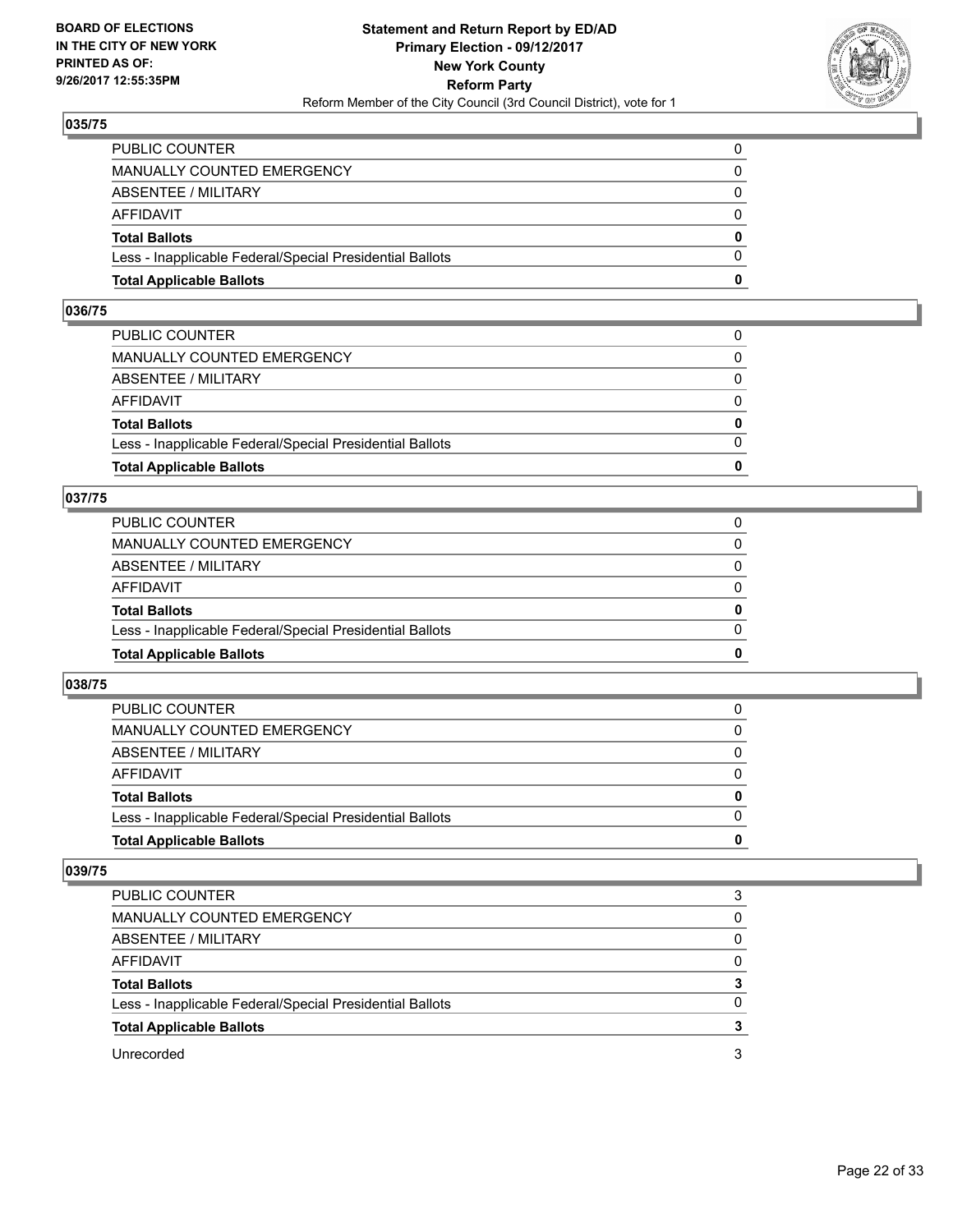**BOARD OF ELECTIONS IN THE CITY OF NEW YORK PRINTED AS OF: 9/26/2017 12:55:35PM**

**Statement and Return Report by ED/AD**
**Primary Election - 09/12/2017**
**New York County**
**Reform Party**
Reform Member of the City Council (3rd Council District), vote for 1

## 035/75

| | |
|---|---|
| PUBLIC COUNTER | 0 |
| MANUALLY COUNTED EMERGENCY | 0 |
| ABSENTEE / MILITARY | 0 |
| AFFIDAVIT | 0 |
| **Total Ballots** | **0** |
| Less - Inapplicable Federal/Special Presidential Ballots | 0 |
| **Total Applicable Ballots** | **0** |

## 036/75

| | |
|---|---|
| PUBLIC COUNTER | 0 |
| MANUALLY COUNTED EMERGENCY | 0 |
| ABSENTEE / MILITARY | 0 |
| AFFIDAVIT | 0 |
| **Total Ballots** | **0** |
| Less - Inapplicable Federal/Special Presidential Ballots | 0 |
| **Total Applicable Ballots** | **0** |

## 037/75

| | |
|---|---|
| PUBLIC COUNTER | 0 |
| MANUALLY COUNTED EMERGENCY | 0 |
| ABSENTEE / MILITARY | 0 |
| AFFIDAVIT | 0 |
| **Total Ballots** | **0** |
| Less - Inapplicable Federal/Special Presidential Ballots | 0 |
| **Total Applicable Ballots** | **0** |

## 038/75

| | |
|---|---|
| PUBLIC COUNTER | 0 |
| MANUALLY COUNTED EMERGENCY | 0 |
| ABSENTEE / MILITARY | 0 |
| AFFIDAVIT | 0 |
| **Total Ballots** | **0** |
| Less - Inapplicable Federal/Special Presidential Ballots | 0 |
| **Total Applicable Ballots** | **0** |

## 039/75

| | |
|---|---|
| PUBLIC COUNTER | 3 |
| MANUALLY COUNTED EMERGENCY | 0 |
| ABSENTEE / MILITARY | 0 |
| AFFIDAVIT | 0 |
| **Total Ballots** | **3** |
| Less - Inapplicable Federal/Special Presidential Ballots | 0 |
| **Total Applicable Ballots** | **3** |
| Unrecorded | 3 |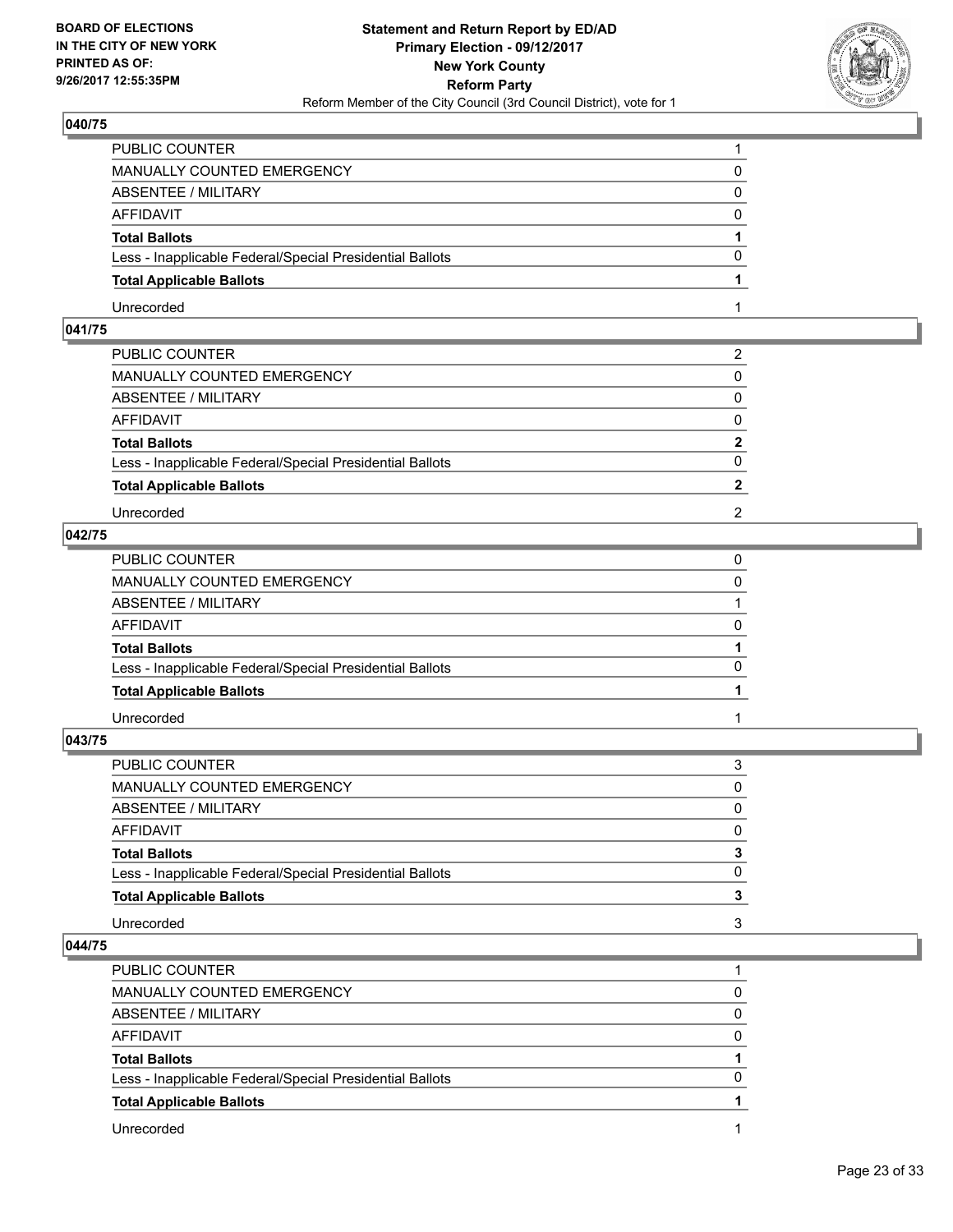**BOARD OF ELECTIONS IN THE CITY OF NEW YORK PRINTED AS OF: 9/26/2017 12:55:35PM**

# Statement and Return Report by ED/AD
## Primary Election - 09/12/2017
## New York County
## Reform Party
### Reform Member of the City Council (3rd Council District), vote for 1

### 040/75

| | |
|---|---|
| PUBLIC COUNTER | 1 |
| MANUALLY COUNTED EMERGENCY | 0 |
| ABSENTEE / MILITARY | 0 |
| AFFIDAVIT | 0 |
| **Total Ballots** | **1** |
| Less - Inapplicable Federal/Special Presidential Ballots | 0 |
| **Total Applicable Ballots** | **1** |
| Unrecorded | 1 |

### 041/75

| | |
|---|---|
| PUBLIC COUNTER | 2 |
| MANUALLY COUNTED EMERGENCY | 0 |
| ABSENTEE / MILITARY | 0 |
| AFFIDAVIT | 0 |
| **Total Ballots** | **2** |
| Less - Inapplicable Federal/Special Presidential Ballots | 0 |
| **Total Applicable Ballots** | **2** |
| Unrecorded | 2 |

### 042/75

| | |
|---|---|
| PUBLIC COUNTER | 0 |
| MANUALLY COUNTED EMERGENCY | 0 |
| ABSENTEE / MILITARY | 1 |
| AFFIDAVIT | 0 |
| **Total Ballots** | **1** |
| Less - Inapplicable Federal/Special Presidential Ballots | 0 |
| **Total Applicable Ballots** | **1** |
| Unrecorded | 1 |

### 043/75

| | |
|---|---|
| PUBLIC COUNTER | 3 |
| MANUALLY COUNTED EMERGENCY | 0 |
| ABSENTEE / MILITARY | 0 |
| AFFIDAVIT | 0 |
| **Total Ballots** | **3** |
| Less - Inapplicable Federal/Special Presidential Ballots | 0 |
| **Total Applicable Ballots** | **3** |
| Unrecorded | 3 |

### 044/75

| | |
|---|---|
| PUBLIC COUNTER | 1 |
| MANUALLY COUNTED EMERGENCY | 0 |
| ABSENTEE / MILITARY | 0 |
| AFFIDAVIT | 0 |
| **Total Ballots** | **1** |
| Less - Inapplicable Federal/Special Presidential Ballots | 0 |
| **Total Applicable Ballots** | **1** |
| Unrecorded | 1 |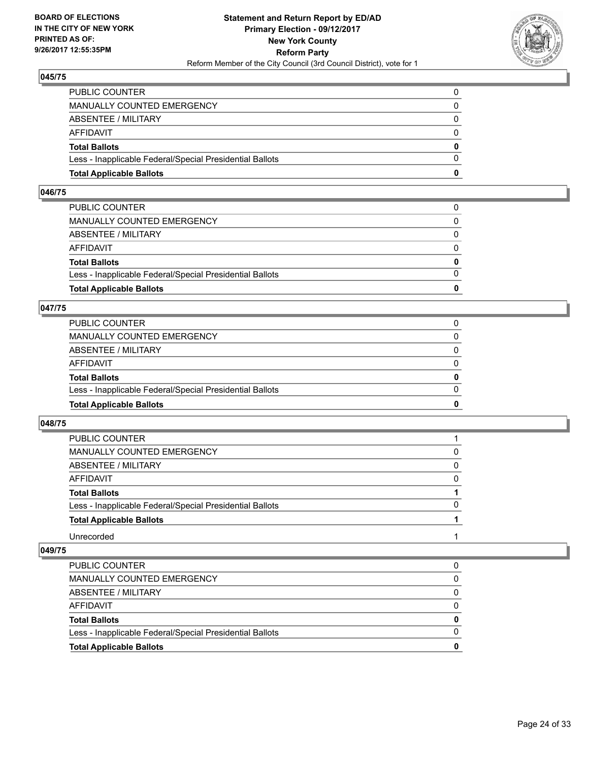## 045/75

| | |
|---|---|
| PUBLIC COUNTER | 0 |
| MANUALLY COUNTED EMERGENCY | 0 |
| ABSENTEE / MILITARY | 0 |
| AFFIDAVIT | 0 |
| **Total Ballots** | **0** |
| Less - Inapplicable Federal/Special Presidential Ballots | 0 |
| **Total Applicable Ballots** | **0** |

## 046/75

| | |
|---|---|
| PUBLIC COUNTER | 0 |
| MANUALLY COUNTED EMERGENCY | 0 |
| ABSENTEE / MILITARY | 0 |
| AFFIDAVIT | 0 |
| **Total Ballots** | **0** |
| Less - Inapplicable Federal/Special Presidential Ballots | 0 |
| **Total Applicable Ballots** | **0** |

## 047/75

| | |
|---|---|
| PUBLIC COUNTER | 0 |
| MANUALLY COUNTED EMERGENCY | 0 |
| ABSENTEE / MILITARY | 0 |
| AFFIDAVIT | 0 |
| **Total Ballots** | **0** |
| Less - Inapplicable Federal/Special Presidential Ballots | 0 |
| **Total Applicable Ballots** | **0** |

## 048/75

| | |
|---|---|
| PUBLIC COUNTER | 1 |
| MANUALLY COUNTED EMERGENCY | 0 |
| ABSENTEE / MILITARY | 0 |
| AFFIDAVIT | 0 |
| **Total Ballots** | **1** |
| Less - Inapplicable Federal/Special Presidential Ballots | 0 |
| **Total Applicable Ballots** | **1** |
| Unrecorded | 1 |

## 049/75

| | |
|---|---|
| PUBLIC COUNTER | 0 |
| MANUALLY COUNTED EMERGENCY | 0 |
| ABSENTEE / MILITARY | 0 |
| AFFIDAVIT | 0 |
| **Total Ballots** | **0** |
| Less - Inapplicable Federal/Special Presidential Ballots | 0 |
| **Total Applicable Ballots** | **0** |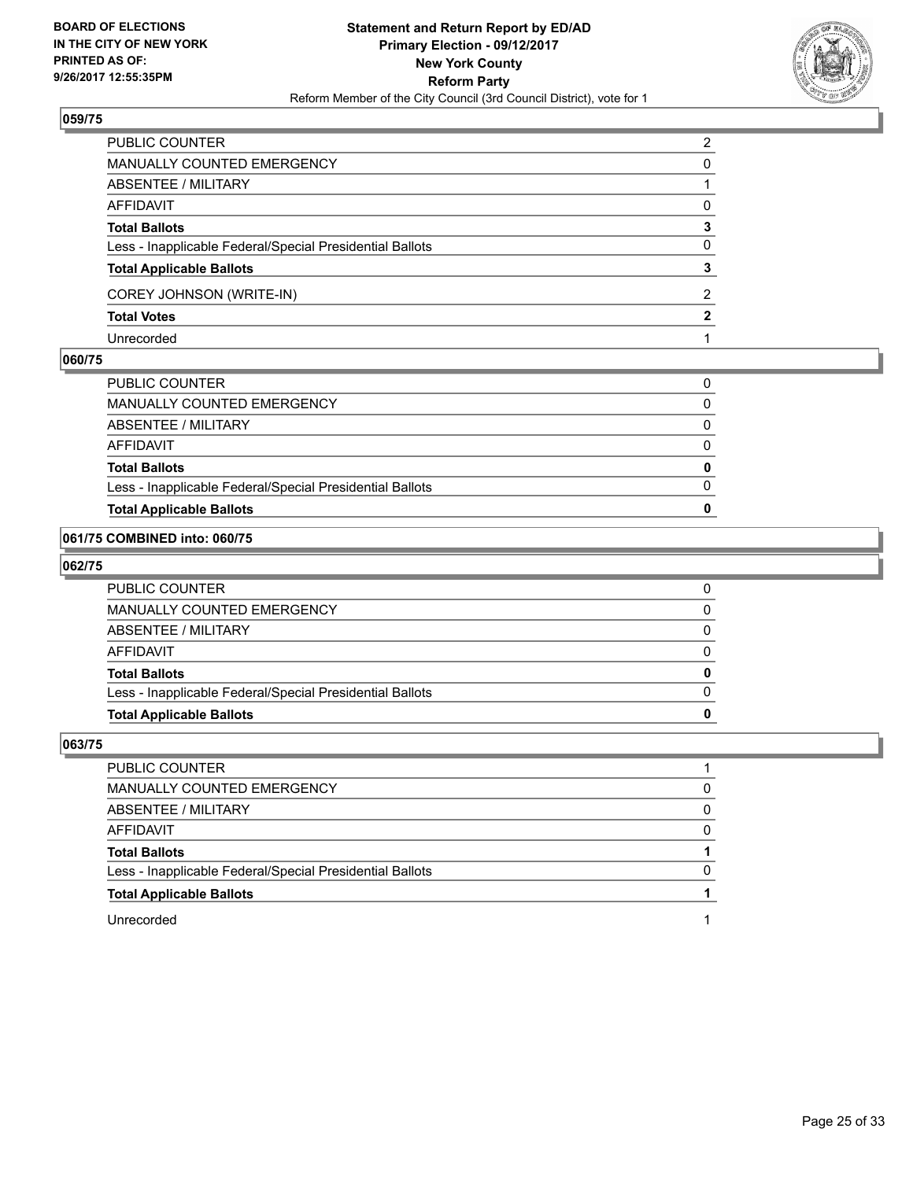### 059/75

| | |
|---|---|
| PUBLIC COUNTER | 2 |
| MANUALLY COUNTED EMERGENCY | 0 |
| ABSENTEE / MILITARY | 1 |
| AFFIDAVIT | 0 |
| **Total Ballots** | **3** |
| Less - Inapplicable Federal/Special Presidential Ballots | 0 |
| **Total Applicable Ballots** | **3** |
| COREY JOHNSON (WRITE-IN) | 2 |
| **Total Votes** | **2** |
| Unrecorded | 1 |

### 060/75

| | |
|---|---|
| PUBLIC COUNTER | 0 |
| MANUALLY COUNTED EMERGENCY | 0 |
| ABSENTEE / MILITARY | 0 |
| AFFIDAVIT | 0 |
| **Total Ballots** | **0** |
| Less - Inapplicable Federal/Special Presidential Ballots | 0 |
| **Total Applicable Ballots** | **0** |

### 061/75 COMBINED into: 060/75

### 062/75

| | |
|---|---|
| PUBLIC COUNTER | 0 |
| MANUALLY COUNTED EMERGENCY | 0 |
| ABSENTEE / MILITARY | 0 |
| AFFIDAVIT | 0 |
| **Total Ballots** | **0** |
| Less - Inapplicable Federal/Special Presidential Ballots | 0 |
| **Total Applicable Ballots** | **0** |

### 063/75

| | |
|---|---|
| PUBLIC COUNTER | 1 |
| MANUALLY COUNTED EMERGENCY | 0 |
| ABSENTEE / MILITARY | 0 |
| AFFIDAVIT | 0 |
| **Total Ballots** | **1** |
| Less - Inapplicable Federal/Special Presidential Ballots | 0 |
| **Total Applicable Ballots** | **1** |
| Unrecorded | 1 |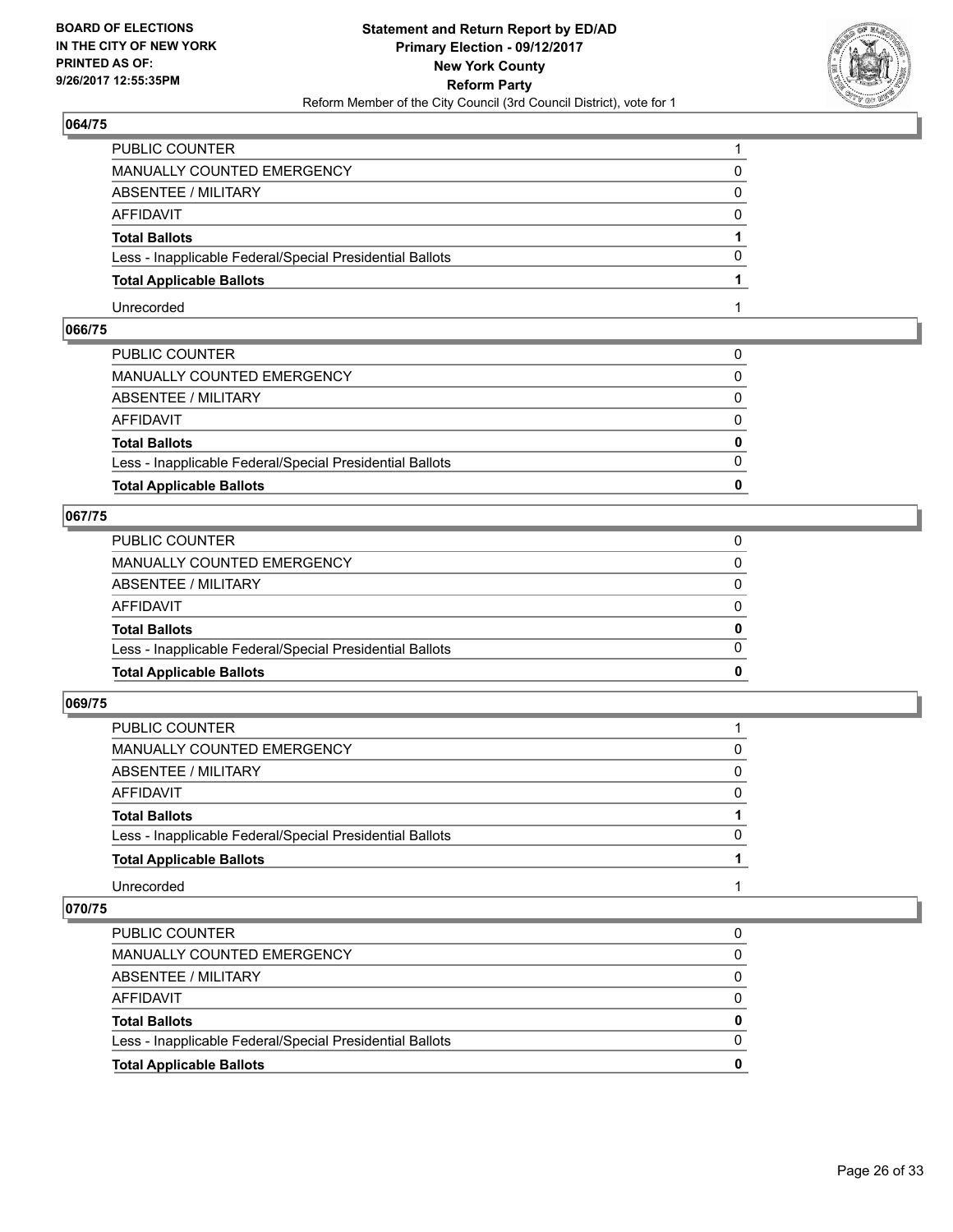BOARD OF ELECTIONS
IN THE CITY OF NEW YORK
PRINTED AS OF:
9/26/2017 12:55:35PM

**Statement and Return Report by ED/AD**
**Primary Election - 09/12/2017**
**New York County**
**Reform Party**
Reform Member of the City Council (3rd Council District), vote for 1

## 064/75

| | |
|---|---|
| PUBLIC COUNTER | 1 |
| MANUALLY COUNTED EMERGENCY | 0 |
| ABSENTEE / MILITARY | 0 |
| AFFIDAVIT | 0 |
| **Total Ballots** | **1** |
| Less - Inapplicable Federal/Special Presidential Ballots | 0 |
| **Total Applicable Ballots** | **1** |
| Unrecorded | 1 |

## 066/75

| | |
|---|---|
| PUBLIC COUNTER | 0 |
| MANUALLY COUNTED EMERGENCY | 0 |
| ABSENTEE / MILITARY | 0 |
| AFFIDAVIT | 0 |
| **Total Ballots** | **0** |
| Less - Inapplicable Federal/Special Presidential Ballots | 0 |
| **Total Applicable Ballots** | **0** |

## 067/75

| | |
|---|---|
| PUBLIC COUNTER | 0 |
| MANUALLY COUNTED EMERGENCY | 0 |
| ABSENTEE / MILITARY | 0 |
| AFFIDAVIT | 0 |
| **Total Ballots** | **0** |
| Less - Inapplicable Federal/Special Presidential Ballots | 0 |
| **Total Applicable Ballots** | **0** |

## 069/75

| | |
|---|---|
| PUBLIC COUNTER | 1 |
| MANUALLY COUNTED EMERGENCY | 0 |
| ABSENTEE / MILITARY | 0 |
| AFFIDAVIT | 0 |
| **Total Ballots** | **1** |
| Less - Inapplicable Federal/Special Presidential Ballots | 0 |
| **Total Applicable Ballots** | **1** |
| Unrecorded | 1 |

## 070/75

| | |
|---|---|
| PUBLIC COUNTER | 0 |
| MANUALLY COUNTED EMERGENCY | 0 |
| ABSENTEE / MILITARY | 0 |
| AFFIDAVIT | 0 |
| **Total Ballots** | **0** |
| Less - Inapplicable Federal/Special Presidential Ballots | 0 |
| **Total Applicable Ballots** | **0** |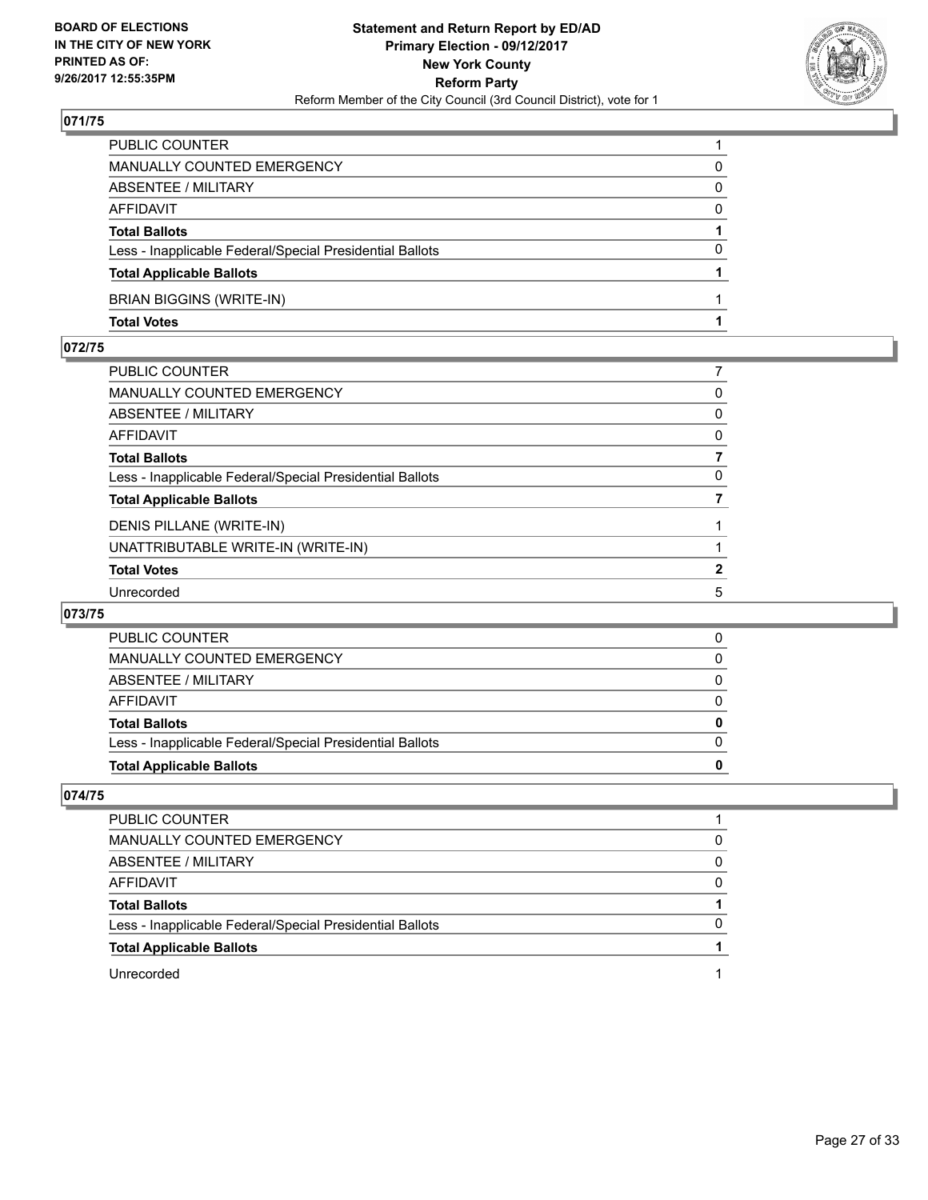## 071/75

| | |
|---|---|
| PUBLIC COUNTER | 1 |
| MANUALLY COUNTED EMERGENCY | 0 |
| ABSENTEE / MILITARY | 0 |
| AFFIDAVIT | 0 |
| **Total Ballots** | **1** |
| Less - Inapplicable Federal/Special Presidential Ballots | 0 |
| **Total Applicable Ballots** | **1** |
| BRIAN BIGGINS (WRITE-IN) | 1 |
| **Total Votes** | **1** |

## 072/75

| | |
|---|---|
| PUBLIC COUNTER | 7 |
| MANUALLY COUNTED EMERGENCY | 0 |
| ABSENTEE / MILITARY | 0 |
| AFFIDAVIT | 0 |
| **Total Ballots** | **7** |
| Less - Inapplicable Federal/Special Presidential Ballots | 0 |
| **Total Applicable Ballots** | **7** |
| DENIS PILLANE (WRITE-IN) | 1 |
| UNATTRIBUTABLE WRITE-IN (WRITE-IN) | 1 |
| **Total Votes** | **2** |
| Unrecorded | 5 |

## 073/75

| | |
|---|---|
| PUBLIC COUNTER | 0 |
| MANUALLY COUNTED EMERGENCY | 0 |
| ABSENTEE / MILITARY | 0 |
| AFFIDAVIT | 0 |
| **Total Ballots** | **0** |
| Less - Inapplicable Federal/Special Presidential Ballots | 0 |
| **Total Applicable Ballots** | **0** |

## 074/75

| | |
|---|---|
| PUBLIC COUNTER | 1 |
| MANUALLY COUNTED EMERGENCY | 0 |
| ABSENTEE / MILITARY | 0 |
| AFFIDAVIT | 0 |
| **Total Ballots** | **1** |
| Less - Inapplicable Federal/Special Presidential Ballots | 0 |
| **Total Applicable Ballots** | **1** |
| Unrecorded | 1 |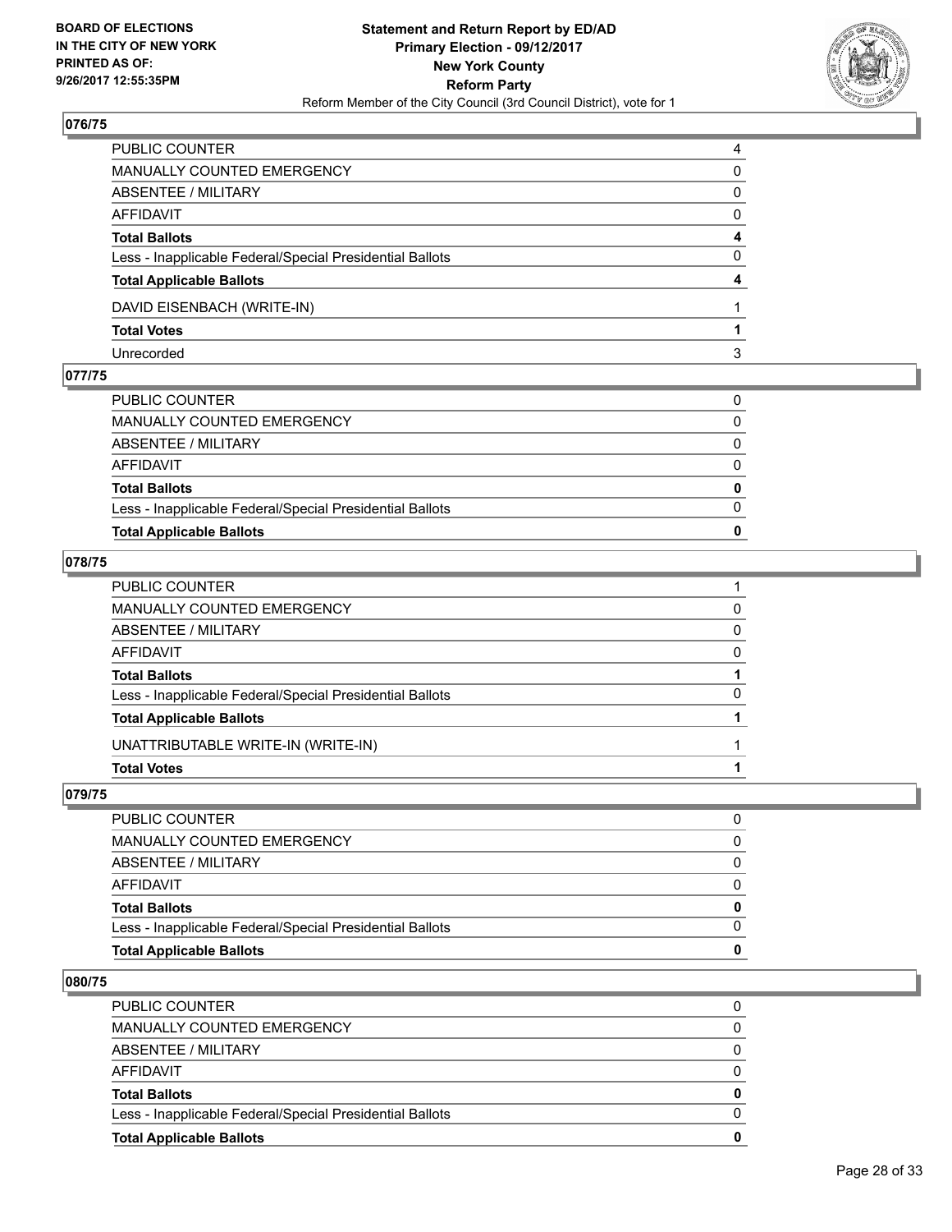## 076/75

| | |
|---|---|
| PUBLIC COUNTER | 4 |
| MANUALLY COUNTED EMERGENCY | 0 |
| ABSENTEE / MILITARY | 0 |
| AFFIDAVIT | 0 |
| **Total Ballots** | **4** |
| Less - Inapplicable Federal/Special Presidential Ballots | 0 |
| **Total Applicable Ballots** | **4** |
| DAVID EISENBACH (WRITE-IN) | 1 |
| **Total Votes** | **1** |
| Unrecorded | 3 |

## 077/75

| | |
|---|---|
| PUBLIC COUNTER | 0 |
| MANUALLY COUNTED EMERGENCY | 0 |
| ABSENTEE / MILITARY | 0 |
| AFFIDAVIT | 0 |
| **Total Ballots** | **0** |
| Less - Inapplicable Federal/Special Presidential Ballots | 0 |
| **Total Applicable Ballots** | **0** |

## 078/75

| | |
|---|---|
| PUBLIC COUNTER | 1 |
| MANUALLY COUNTED EMERGENCY | 0 |
| ABSENTEE / MILITARY | 0 |
| AFFIDAVIT | 0 |
| **Total Ballots** | **1** |
| Less - Inapplicable Federal/Special Presidential Ballots | 0 |
| **Total Applicable Ballots** | **1** |
| UNATTRIBUTABLE WRITE-IN (WRITE-IN) | 1 |
| **Total Votes** | **1** |

## 079/75

| | |
|---|---|
| PUBLIC COUNTER | 0 |
| MANUALLY COUNTED EMERGENCY | 0 |
| ABSENTEE / MILITARY | 0 |
| AFFIDAVIT | 0 |
| **Total Ballots** | **0** |
| Less - Inapplicable Federal/Special Presidential Ballots | 0 |
| **Total Applicable Ballots** | **0** |

## 080/75

| | |
|---|---|
| PUBLIC COUNTER | 0 |
| MANUALLY COUNTED EMERGENCY | 0 |
| ABSENTEE / MILITARY | 0 |
| AFFIDAVIT | 0 |
| **Total Ballots** | **0** |
| Less - Inapplicable Federal/Special Presidential Ballots | 0 |
| **Total Applicable Ballots** | **0** |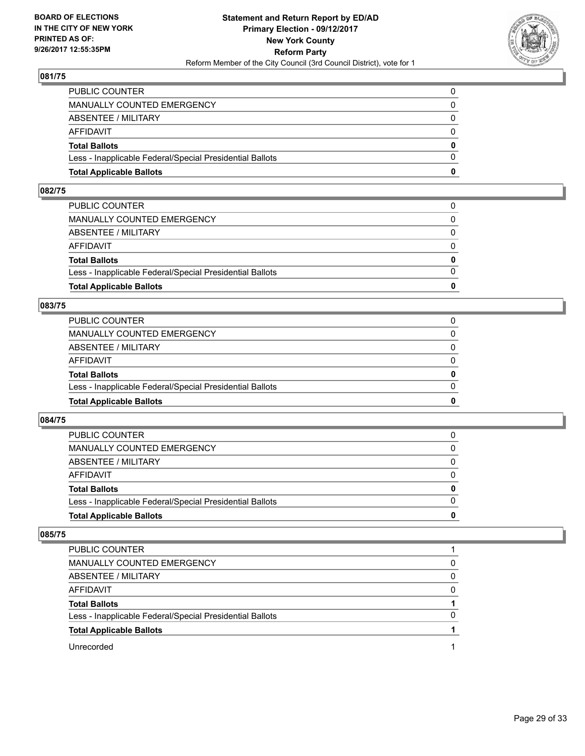**BOARD OF ELECTIONS IN THE CITY OF NEW YORK PRINTED AS OF: 9/26/2017 12:55:35PM**

**Statement and Return Report by ED/AD**
**Primary Election - 09/12/2017**
**New York County**
**Reform Party**
Reform Member of the City Council (3rd Council District), vote for 1

## 081/75

| | |
|---|---|
| PUBLIC COUNTER | 0 |
| MANUALLY COUNTED EMERGENCY | 0 |
| ABSENTEE / MILITARY | 0 |
| AFFIDAVIT | 0 |
| **Total Ballots** | **0** |
| Less - Inapplicable Federal/Special Presidential Ballots | 0 |
| **Total Applicable Ballots** | **0** |

## 082/75

| | |
|---|---|
| PUBLIC COUNTER | 0 |
| MANUALLY COUNTED EMERGENCY | 0 |
| ABSENTEE / MILITARY | 0 |
| AFFIDAVIT | 0 |
| **Total Ballots** | **0** |
| Less - Inapplicable Federal/Special Presidential Ballots | 0 |
| **Total Applicable Ballots** | **0** |

## 083/75

| | |
|---|---|
| PUBLIC COUNTER | 0 |
| MANUALLY COUNTED EMERGENCY | 0 |
| ABSENTEE / MILITARY | 0 |
| AFFIDAVIT | 0 |
| **Total Ballots** | **0** |
| Less - Inapplicable Federal/Special Presidential Ballots | 0 |
| **Total Applicable Ballots** | **0** |

## 084/75

| | |
|---|---|
| PUBLIC COUNTER | 0 |
| MANUALLY COUNTED EMERGENCY | 0 |
| ABSENTEE / MILITARY | 0 |
| AFFIDAVIT | 0 |
| **Total Ballots** | **0** |
| Less - Inapplicable Federal/Special Presidential Ballots | 0 |
| **Total Applicable Ballots** | **0** |

## 085/75

| | |
|---|---|
| PUBLIC COUNTER | 1 |
| MANUALLY COUNTED EMERGENCY | 0 |
| ABSENTEE / MILITARY | 0 |
| AFFIDAVIT | 0 |
| **Total Ballots** | **1** |
| Less - Inapplicable Federal/Special Presidential Ballots | 0 |
| **Total Applicable Ballots** | **1** |
| Unrecorded | 1 |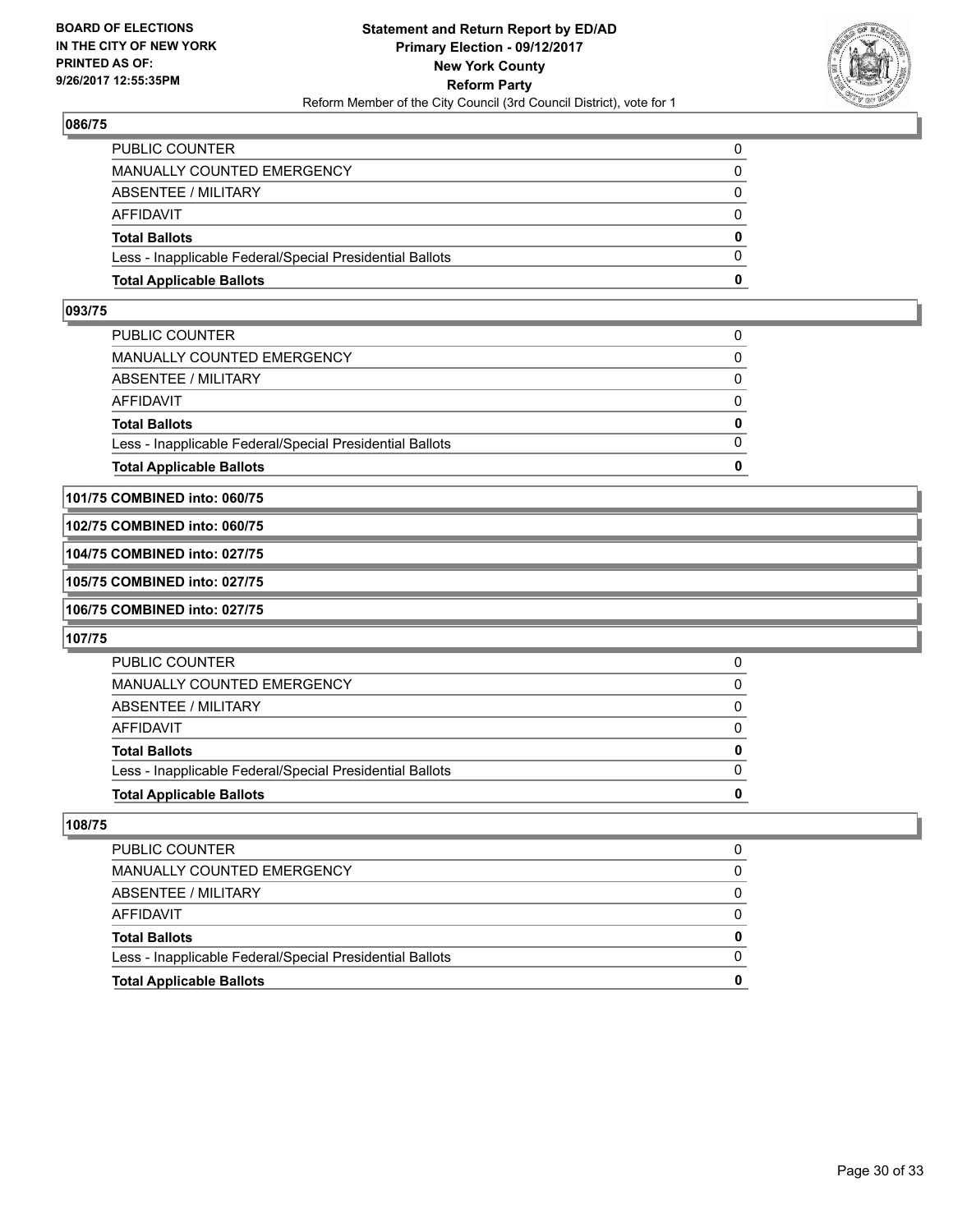### 086/75

| | |
|---|---|
| PUBLIC COUNTER | 0 |
| MANUALLY COUNTED EMERGENCY | 0 |
| ABSENTEE / MILITARY | 0 |
| AFFIDAVIT | 0 |
| **Total Ballots** | **0** |
| Less - Inapplicable Federal/Special Presidential Ballots | 0 |
| **Total Applicable Ballots** | **0** |

### 093/75

| | |
|---|---|
| PUBLIC COUNTER | 0 |
| MANUALLY COUNTED EMERGENCY | 0 |
| ABSENTEE / MILITARY | 0 |
| AFFIDAVIT | 0 |
| **Total Ballots** | **0** |
| Less - Inapplicable Federal/Special Presidential Ballots | 0 |
| **Total Applicable Ballots** | **0** |

### 101/75 COMBINED into: 060/75

### 102/75 COMBINED into: 060/75

### 104/75 COMBINED into: 027/75

### 105/75 COMBINED into: 027/75

### 106/75 COMBINED into: 027/75

### 107/75

| | |
|---|---|
| PUBLIC COUNTER | 0 |
| MANUALLY COUNTED EMERGENCY | 0 |
| ABSENTEE / MILITARY | 0 |
| AFFIDAVIT | 0 |
| **Total Ballots** | **0** |
| Less - Inapplicable Federal/Special Presidential Ballots | 0 |
| **Total Applicable Ballots** | **0** |

### 108/75

| | |
|---|---|
| PUBLIC COUNTER | 0 |
| MANUALLY COUNTED EMERGENCY | 0 |
| ABSENTEE / MILITARY | 0 |
| AFFIDAVIT | 0 |
| **Total Ballots** | **0** |
| Less - Inapplicable Federal/Special Presidential Ballots | 0 |
| **Total Applicable Ballots** | **0** |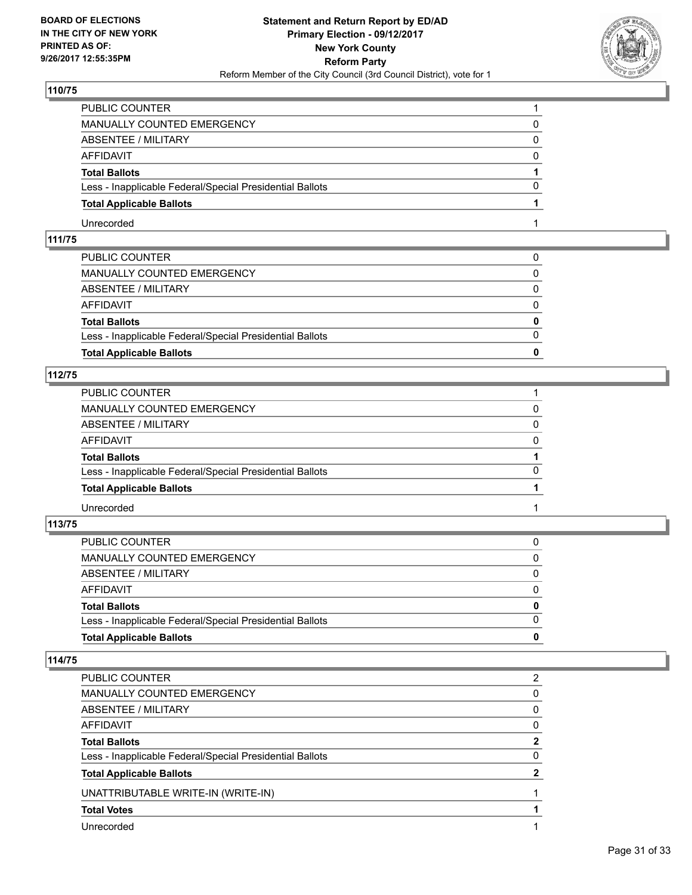**BOARD OF ELECTIONS IN THE CITY OF NEW YORK PRINTED AS OF: 9/26/2017 12:55:35PM**

**Statement and Return Report by ED/AD
Primary Election - 09/12/2017
New York County
Reform Party**
Reform Member of the City Council (3rd Council District), vote for 1

### 110/75

| | |
|---|---|
| PUBLIC COUNTER | 1 |
| MANUALLY COUNTED EMERGENCY | 0 |
| ABSENTEE / MILITARY | 0 |
| AFFIDAVIT | 0 |
| **Total Ballots** | **1** |
| Less - Inapplicable Federal/Special Presidential Ballots | 0 |
| **Total Applicable Ballots** | **1** |
| Unrecorded | 1 |

### 111/75

| | |
|---|---|
| PUBLIC COUNTER | 0 |
| MANUALLY COUNTED EMERGENCY | 0 |
| ABSENTEE / MILITARY | 0 |
| AFFIDAVIT | 0 |
| **Total Ballots** | **0** |
| Less - Inapplicable Federal/Special Presidential Ballots | 0 |
| **Total Applicable Ballots** | **0** |

### 112/75

| | |
|---|---|
| PUBLIC COUNTER | 1 |
| MANUALLY COUNTED EMERGENCY | 0 |
| ABSENTEE / MILITARY | 0 |
| AFFIDAVIT | 0 |
| **Total Ballots** | **1** |
| Less - Inapplicable Federal/Special Presidential Ballots | 0 |
| **Total Applicable Ballots** | **1** |
| Unrecorded | 1 |

### 113/75

| | |
|---|---|
| PUBLIC COUNTER | 0 |
| MANUALLY COUNTED EMERGENCY | 0 |
| ABSENTEE / MILITARY | 0 |
| AFFIDAVIT | 0 |
| **Total Ballots** | **0** |
| Less - Inapplicable Federal/Special Presidential Ballots | 0 |
| **Total Applicable Ballots** | **0** |

### 114/75

| | |
|---|---|
| PUBLIC COUNTER | 2 |
| MANUALLY COUNTED EMERGENCY | 0 |
| ABSENTEE / MILITARY | 0 |
| AFFIDAVIT | 0 |
| **Total Ballots** | **2** |
| Less - Inapplicable Federal/Special Presidential Ballots | 0 |
| **Total Applicable Ballots** | **2** |
| UNATTRIBUTABLE WRITE-IN (WRITE-IN) | 1 |
| **Total Votes** | **1** |
| Unrecorded | 1 |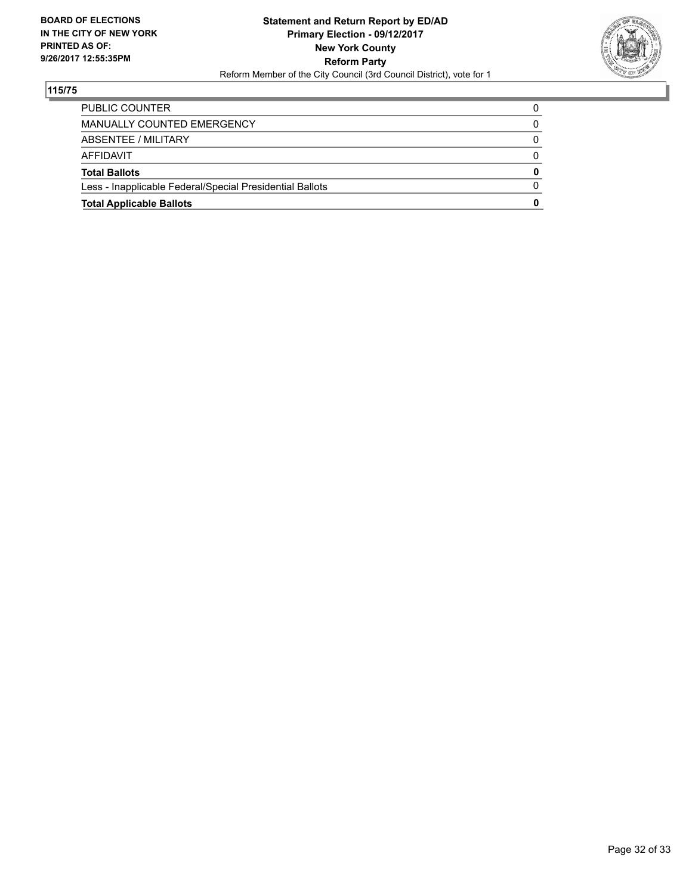BOARD OF ELECTIONS
IN THE CITY OF NEW YORK
PRINTED AS OF:
9/26/2017 12:55:35PM

**Statement and Return Report by ED/AD**
**Primary Election - 09/12/2017**
**New York County**
**Reform Party**
Reform Member of the City Council (3rd Council District), vote for 1

## 115/75

| | |
|---|---|
| PUBLIC COUNTER | 0 |
| MANUALLY COUNTED EMERGENCY | 0 |
| ABSENTEE / MILITARY | 0 |
| AFFIDAVIT | 0 |
| **Total Ballots** | **0** |
| Less - Inapplicable Federal/Special Presidential Ballots | 0 |
| **Total Applicable Ballots** | **0** |